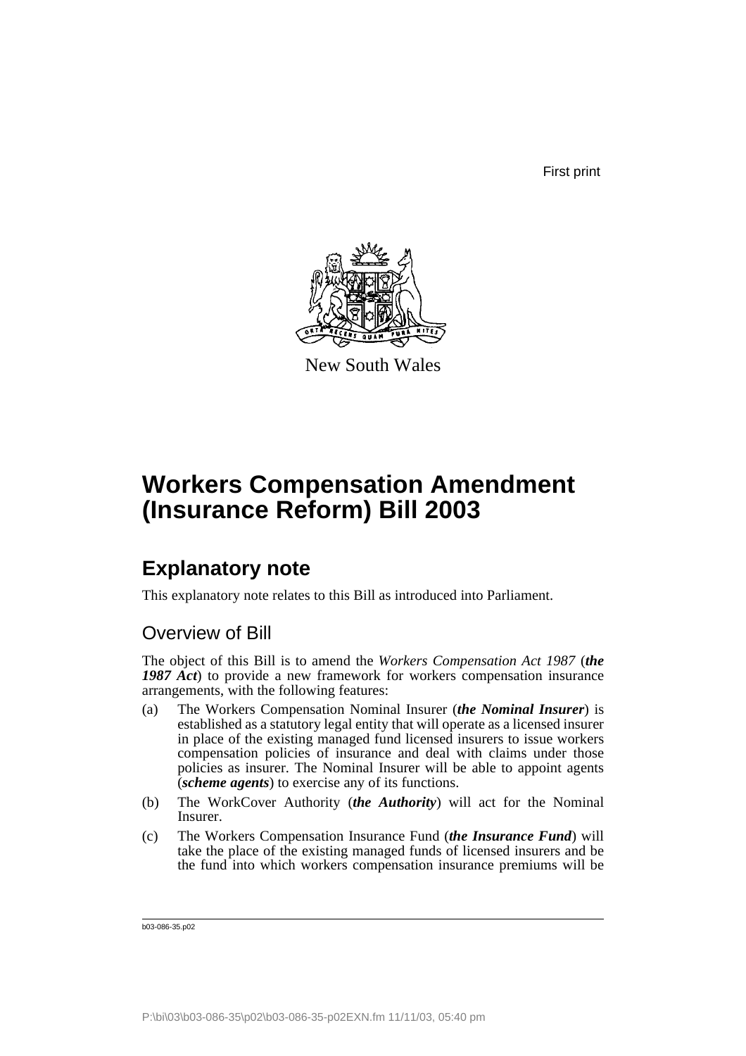First print

New South Wales

# Workers Compensation Amendment (Insurance Reform) Bill 2003

## Explanatory note

This explanatory note relates to this Bill as introduced into Parliament.

### Overview of Bill

The object of this Bill is to amend the *Workers Compensation Act 1987* (***the 1987 Act***) to provide a new framework for workers compensation insurance arrangements, with the following features:

(a) The Workers Compensation Nominal Insurer (***the Nominal Insurer***) is established as a statutory legal entity that will operate as a licensed insurer in place of the existing managed fund licensed insurers to issue workers compensation policies of insurance and deal with claims under those policies as insurer. The Nominal Insurer will be able to appoint agents (***scheme agents***) to exercise any of its functions.

(b) The WorkCover Authority (***the Authority***) will act for the Nominal Insurer.

(c) The Workers Compensation Insurance Fund (***the Insurance Fund***) will take the place of the existing managed funds of licensed insurers and be the fund into which workers compensation insurance premiums will be

b03-086-35.p02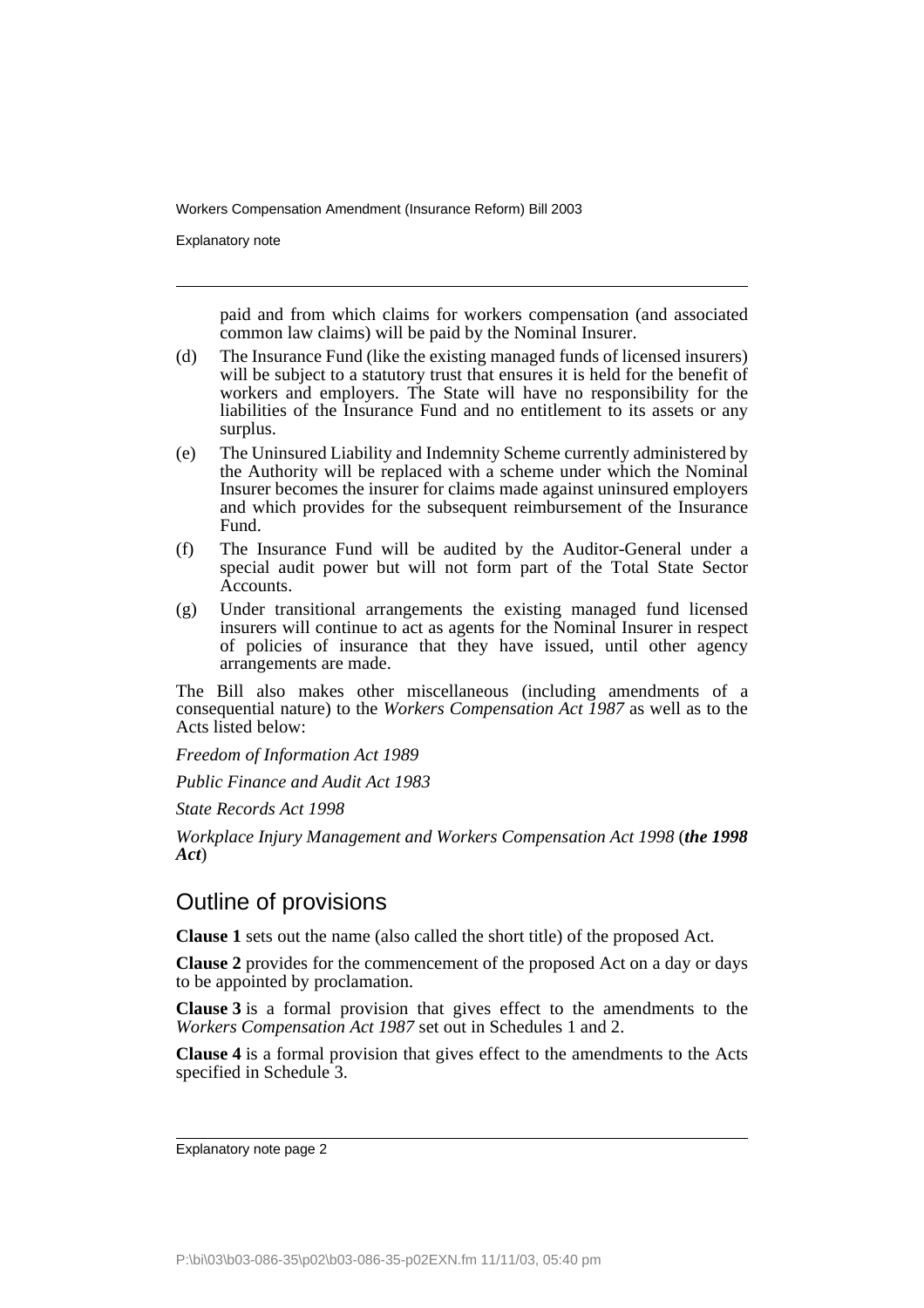paid and from which claims for workers compensation (and associated common law claims) will be paid by the Nominal Insurer.

(d) The Insurance Fund (like the existing managed funds of licensed insurers) will be subject to a statutory trust that ensures it is held for the benefit of workers and employers. The State will have no responsibility for the liabilities of the Insurance Fund and no entitlement to its assets or any surplus.

(e) The Uninsured Liability and Indemnity Scheme currently administered by the Authority will be replaced with a scheme under which the Nominal Insurer becomes the insurer for claims made against uninsured employers and which provides for the subsequent reimbursement of the Insurance Fund.

(f) The Insurance Fund will be audited by the Auditor-General under a special audit power but will not form part of the Total State Sector Accounts.

(g) Under transitional arrangements the existing managed fund licensed insurers will continue to act as agents for the Nominal Insurer in respect of policies of insurance that they have issued, until other agency arrangements are made.

The Bill also makes other miscellaneous (including amendments of a consequential nature) to the *Workers Compensation Act 1987* as well as to the Acts listed below:

*Freedom of Information Act 1989*

*Public Finance and Audit Act 1983*

*State Records Act 1998*

*Workplace Injury Management and Workers Compensation Act 1998* (***the 1998 Act***)

## Outline of provisions

**Clause 1** sets out the name (also called the short title) of the proposed Act.

**Clause 2** provides for the commencement of the proposed Act on a day or days to be appointed by proclamation.

**Clause 3** is a formal provision that gives effect to the amendments to the *Workers Compensation Act 1987* set out in Schedules 1 and 2.

**Clause 4** is a formal provision that gives effect to the amendments to the Acts specified in Schedule 3.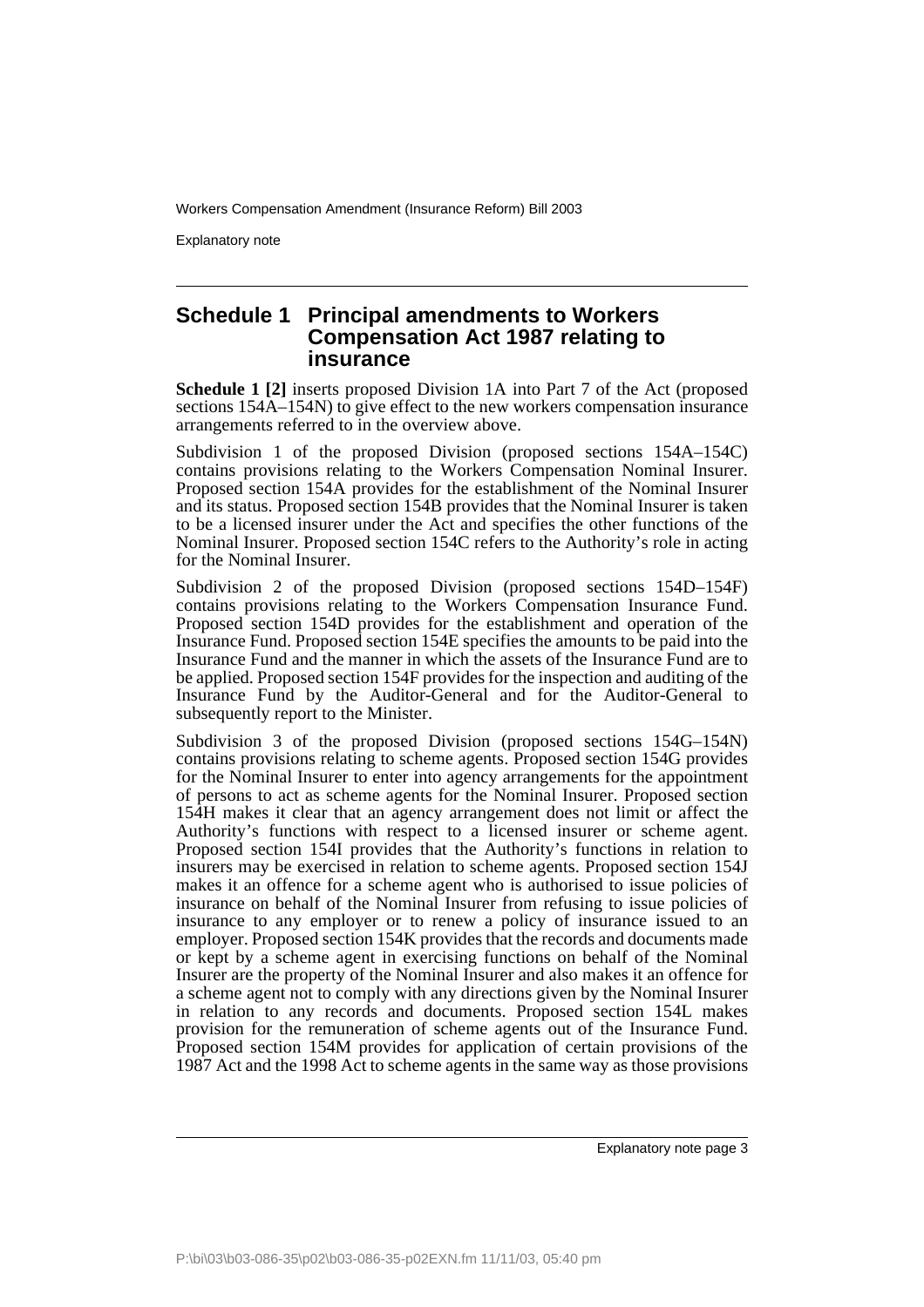## Schedule 1 Principal amendments to Workers Compensation Act 1987 relating to insurance

**Schedule 1 [2]** inserts proposed Division 1A into Part 7 of the Act (proposed sections 154A–154N) to give effect to the new workers compensation insurance arrangements referred to in the overview above.

Subdivision 1 of the proposed Division (proposed sections 154A–154C) contains provisions relating to the Workers Compensation Nominal Insurer. Proposed section 154A provides for the establishment of the Nominal Insurer and its status. Proposed section 154B provides that the Nominal Insurer is taken to be a licensed insurer under the Act and specifies the other functions of the Nominal Insurer. Proposed section 154C refers to the Authority's role in acting for the Nominal Insurer.

Subdivision 2 of the proposed Division (proposed sections 154D–154F) contains provisions relating to the Workers Compensation Insurance Fund. Proposed section 154D provides for the establishment and operation of the Insurance Fund. Proposed section 154E specifies the amounts to be paid into the Insurance Fund and the manner in which the assets of the Insurance Fund are to be applied. Proposed section 154F provides for the inspection and auditing of the Insurance Fund by the Auditor-General and for the Auditor-General to subsequently report to the Minister.

Subdivision 3 of the proposed Division (proposed sections 154G–154N) contains provisions relating to scheme agents. Proposed section 154G provides for the Nominal Insurer to enter into agency arrangements for the appointment of persons to act as scheme agents for the Nominal Insurer. Proposed section 154H makes it clear that an agency arrangement does not limit or affect the Authority's functions with respect to a licensed insurer or scheme agent. Proposed section 154I provides that the Authority's functions in relation to insurers may be exercised in relation to scheme agents. Proposed section 154J makes it an offence for a scheme agent who is authorised to issue policies of insurance on behalf of the Nominal Insurer from refusing to issue policies of insurance to any employer or to renew a policy of insurance issued to an employer. Proposed section 154K provides that the records and documents made or kept by a scheme agent in exercising functions on behalf of the Nominal Insurer are the property of the Nominal Insurer and also makes it an offence for a scheme agent not to comply with any directions given by the Nominal Insurer in relation to any records and documents. Proposed section 154L makes provision for the remuneration of scheme agents out of the Insurance Fund. Proposed section 154M provides for application of certain provisions of the 1987 Act and the 1998 Act to scheme agents in the same way as those provisions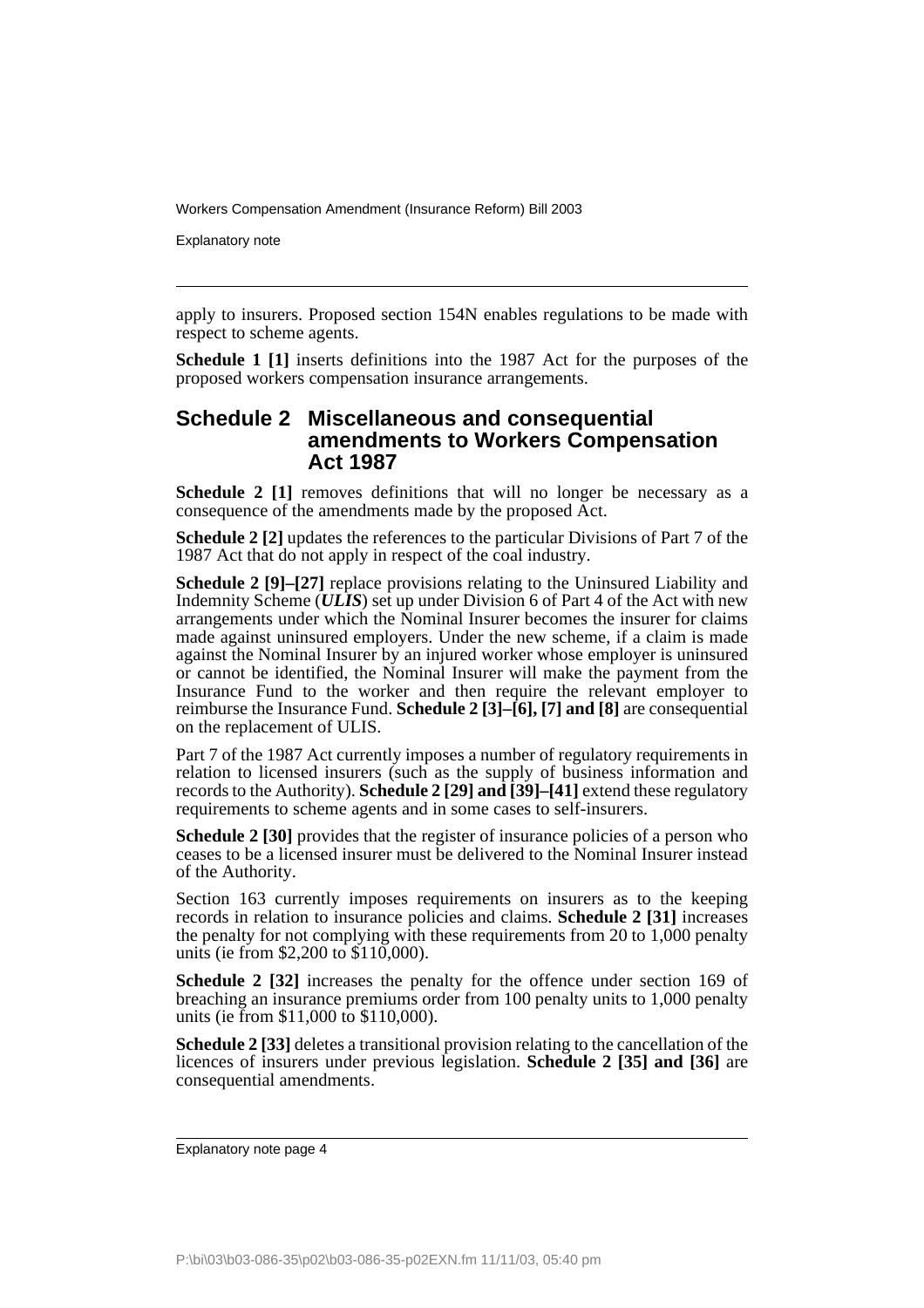apply to insurers. Proposed section 154N enables regulations to be made with respect to scheme agents.

**Schedule 1 [1]** inserts definitions into the 1987 Act for the purposes of the proposed workers compensation insurance arrangements.

## Schedule 2 Miscellaneous and consequential amendments to Workers Compensation Act 1987

**Schedule 2 [1]** removes definitions that will no longer be necessary as a consequence of the amendments made by the proposed Act.

**Schedule 2 [2]** updates the references to the particular Divisions of Part 7 of the 1987 Act that do not apply in respect of the coal industry.

**Schedule 2 [9]–[27]** replace provisions relating to the Uninsured Liability and Indemnity Scheme (***ULIS***) set up under Division 6 of Part 4 of the Act with new arrangements under which the Nominal Insurer becomes the insurer for claims made against uninsured employers. Under the new scheme, if a claim is made against the Nominal Insurer by an injured worker whose employer is uninsured or cannot be identified, the Nominal Insurer will make the payment from the Insurance Fund to the worker and then require the relevant employer to reimburse the Insurance Fund. **Schedule 2 [3]–[6], [7] and [8]** are consequential on the replacement of ULIS.

Part 7 of the 1987 Act currently imposes a number of regulatory requirements in relation to licensed insurers (such as the supply of business information and records to the Authority). **Schedule 2 [29] and [39]–[41]** extend these regulatory requirements to scheme agents and in some cases to self-insurers.

**Schedule 2 [30]** provides that the register of insurance policies of a person who ceases to be a licensed insurer must be delivered to the Nominal Insurer instead of the Authority.

Section 163 currently imposes requirements on insurers as to the keeping records in relation to insurance policies and claims. **Schedule 2 [31]** increases the penalty for not complying with these requirements from 20 to 1,000 penalty units (ie from $2,200 to $110,000).

**Schedule 2 [32]** increases the penalty for the offence under section 169 of breaching an insurance premiums order from 100 penalty units to 1,000 penalty units (ie from $11,000 to $110,000).

**Schedule 2 [33]** deletes a transitional provision relating to the cancellation of the licences of insurers under previous legislation. **Schedule 2 [35] and [36]** are consequential amendments.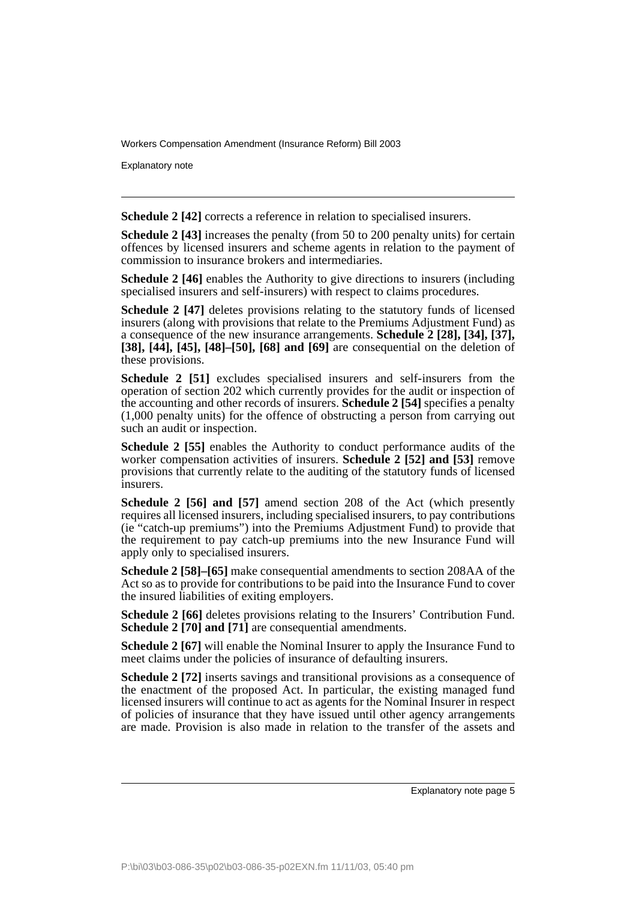**Schedule 2 [42]** corrects a reference in relation to specialised insurers.

**Schedule 2 [43]** increases the penalty (from 50 to 200 penalty units) for certain offences by licensed insurers and scheme agents in relation to the payment of commission to insurance brokers and intermediaries.

**Schedule 2 [46]** enables the Authority to give directions to insurers (including specialised insurers and self-insurers) with respect to claims procedures.

**Schedule 2 [47]** deletes provisions relating to the statutory funds of licensed insurers (along with provisions that relate to the Premiums Adjustment Fund) as a consequence of the new insurance arrangements. **Schedule 2 [28], [34], [37], [38], [44], [45], [48]–[50], [68] and [69]** are consequential on the deletion of these provisions.

**Schedule 2 [51]** excludes specialised insurers and self-insurers from the operation of section 202 which currently provides for the audit or inspection of the accounting and other records of insurers. **Schedule 2 [54]** specifies a penalty (1,000 penalty units) for the offence of obstructing a person from carrying out such an audit or inspection.

**Schedule 2 [55]** enables the Authority to conduct performance audits of the worker compensation activities of insurers. **Schedule 2 [52] and [53]** remove provisions that currently relate to the auditing of the statutory funds of licensed insurers.

**Schedule 2 [56] and [57]** amend section 208 of the Act (which presently requires all licensed insurers, including specialised insurers, to pay contributions (ie "catch-up premiums") into the Premiums Adjustment Fund) to provide that the requirement to pay catch-up premiums into the new Insurance Fund will apply only to specialised insurers.

**Schedule 2 [58]–[65]** make consequential amendments to section 208AA of the Act so as to provide for contributions to be paid into the Insurance Fund to cover the insured liabilities of exiting employers.

**Schedule 2 [66]** deletes provisions relating to the Insurers' Contribution Fund. **Schedule 2 [70] and [71]** are consequential amendments.

**Schedule 2 [67]** will enable the Nominal Insurer to apply the Insurance Fund to meet claims under the policies of insurance of defaulting insurers.

**Schedule 2 [72]** inserts savings and transitional provisions as a consequence of the enactment of the proposed Act. In particular, the existing managed fund licensed insurers will continue to act as agents for the Nominal Insurer in respect of policies of insurance that they have issued until other agency arrangements are made. Provision is also made in relation to the transfer of the assets and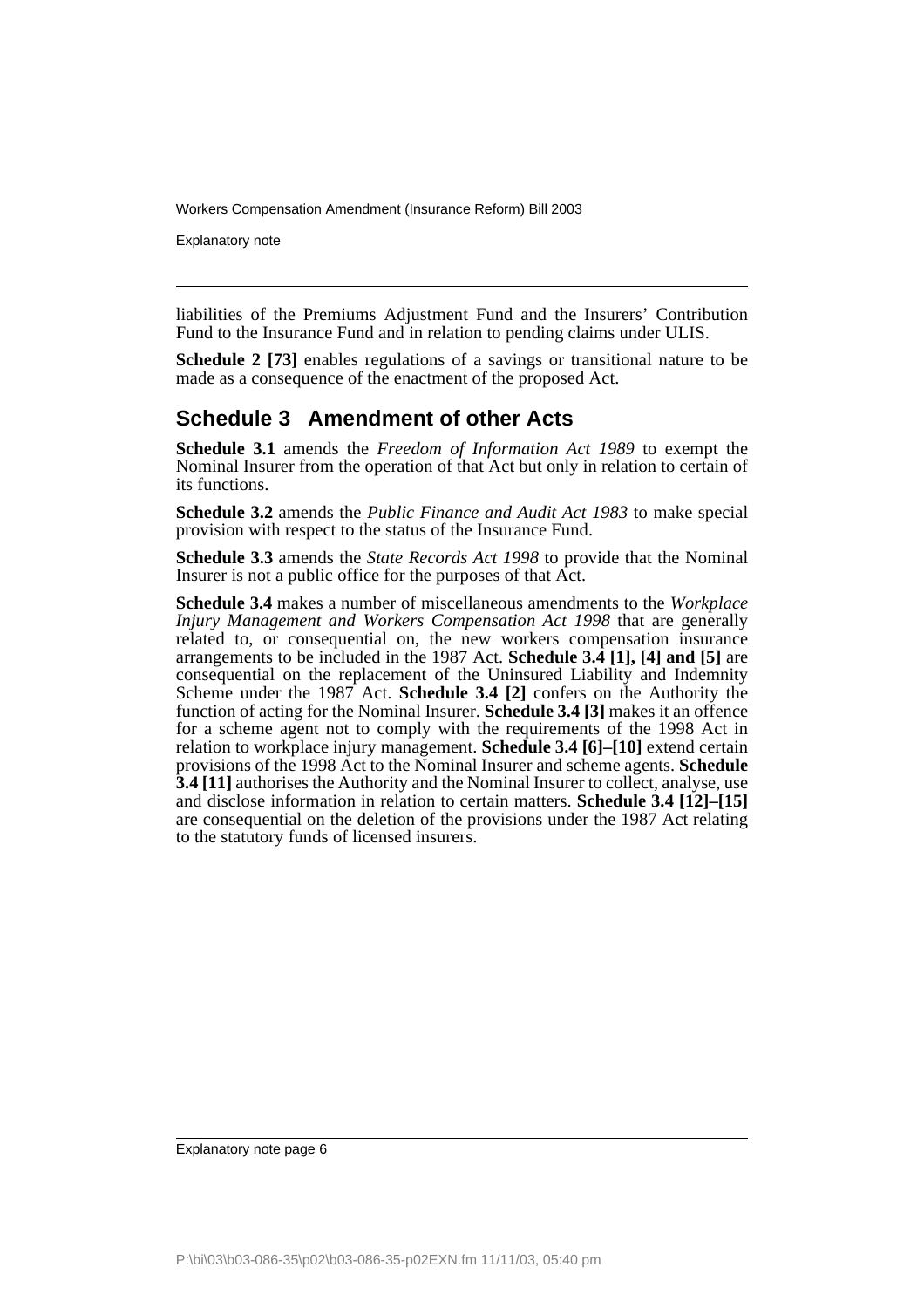liabilities of the Premiums Adjustment Fund and the Insurers' Contribution Fund to the Insurance Fund and in relation to pending claims under ULIS.

**Schedule 2 [73]** enables regulations of a savings or transitional nature to be made as a consequence of the enactment of the proposed Act.

## Schedule 3 Amendment of other Acts

**Schedule 3.1** amends the *Freedom of Information Act 1989* to exempt the Nominal Insurer from the operation of that Act but only in relation to certain of its functions.

**Schedule 3.2** amends the *Public Finance and Audit Act 1983* to make special provision with respect to the status of the Insurance Fund.

**Schedule 3.3** amends the *State Records Act 1998* to provide that the Nominal Insurer is not a public office for the purposes of that Act.

**Schedule 3.4** makes a number of miscellaneous amendments to the *Workplace Injury Management and Workers Compensation Act 1998* that are generally related to, or consequential on, the new workers compensation insurance arrangements to be included in the 1987 Act. **Schedule 3.4 [1], [4] and [5]** are consequential on the replacement of the Uninsured Liability and Indemnity Scheme under the 1987 Act. **Schedule 3.4 [2]** confers on the Authority the function of acting for the Nominal Insurer. **Schedule 3.4 [3]** makes it an offence for a scheme agent not to comply with the requirements of the 1998 Act in relation to workplace injury management. **Schedule 3.4 [6]–[10]** extend certain provisions of the 1998 Act to the Nominal Insurer and scheme agents. **Schedule 3.4 [11]** authorises the Authority and the Nominal Insurer to collect, analyse, use and disclose information in relation to certain matters. **Schedule 3.4 [12]–[15]** are consequential on the deletion of the provisions under the 1987 Act relating to the statutory funds of licensed insurers.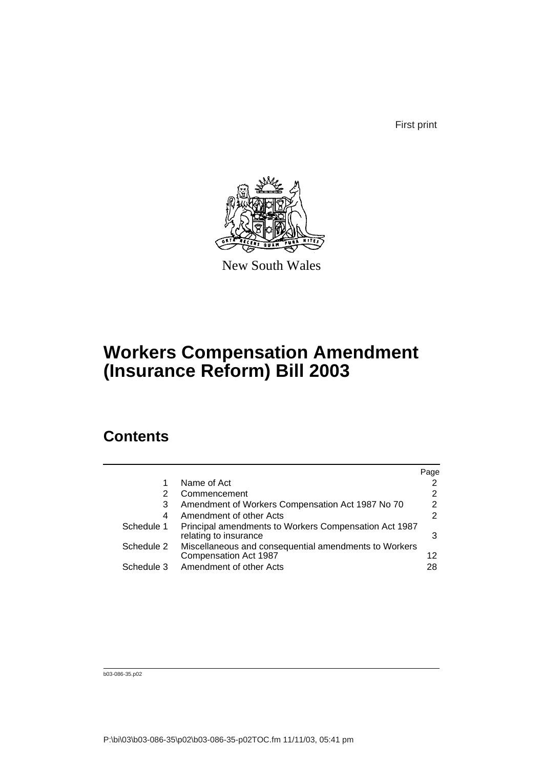First print

New South Wales

# Workers Compensation Amendment (Insurance Reform) Bill 2003

## Contents

| | | Page |
|---|---|---|
| 1 | Name of Act | 2 |
| 2 | Commencement | 2 |
| 3 | Amendment of Workers Compensation Act 1987 No 70 | 2 |
| 4 | Amendment of other Acts | 2 |
| Schedule 1 | Principal amendments to Workers Compensation Act 1987 relating to insurance | 3 |
| Schedule 2 | Miscellaneous and consequential amendments to Workers Compensation Act 1987 | 12 |
| Schedule 3 | Amendment of other Acts | 28 |

b03-086-35.p02

P:\bi\03\b03-086-35\p02\b03-086-35-p02TOC.fm 11/11/03, 05:41 pm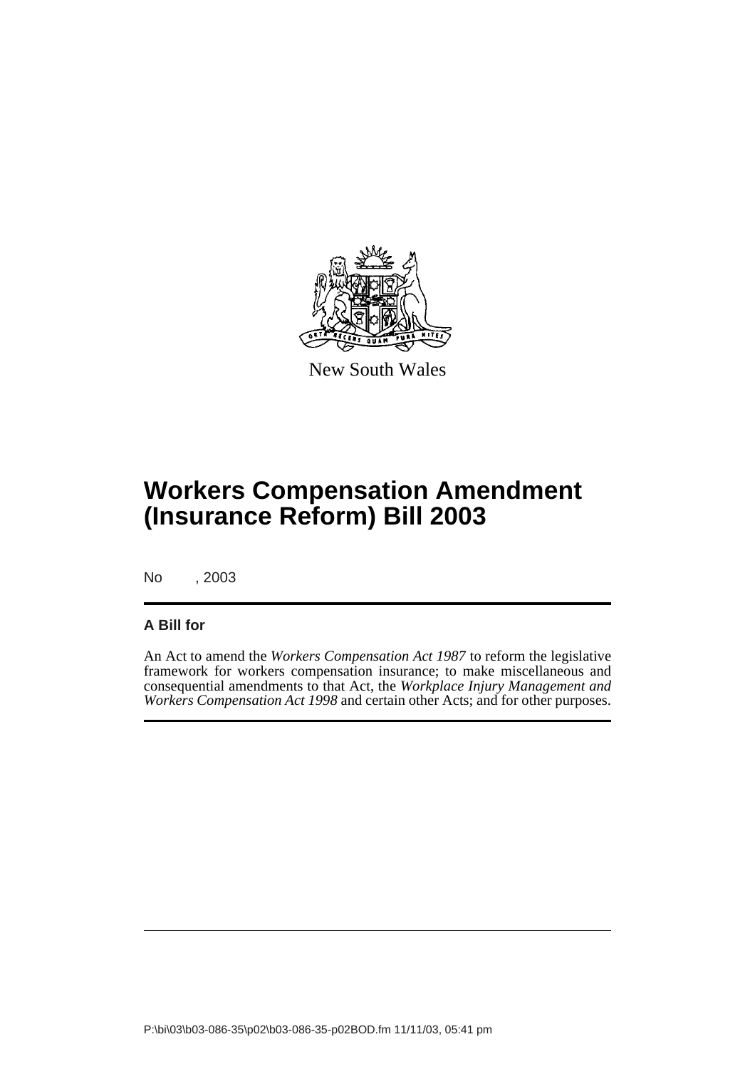New South Wales

# Workers Compensation Amendment (Insurance Reform) Bill 2003

No , 2003

**A Bill for**

An Act to amend the *Workers Compensation Act 1987* to reform the legislative framework for workers compensation insurance; to make miscellaneous and consequential amendments to that Act, the *Workplace Injury Management and Workers Compensation Act 1998* and certain other Acts; and for other purposes.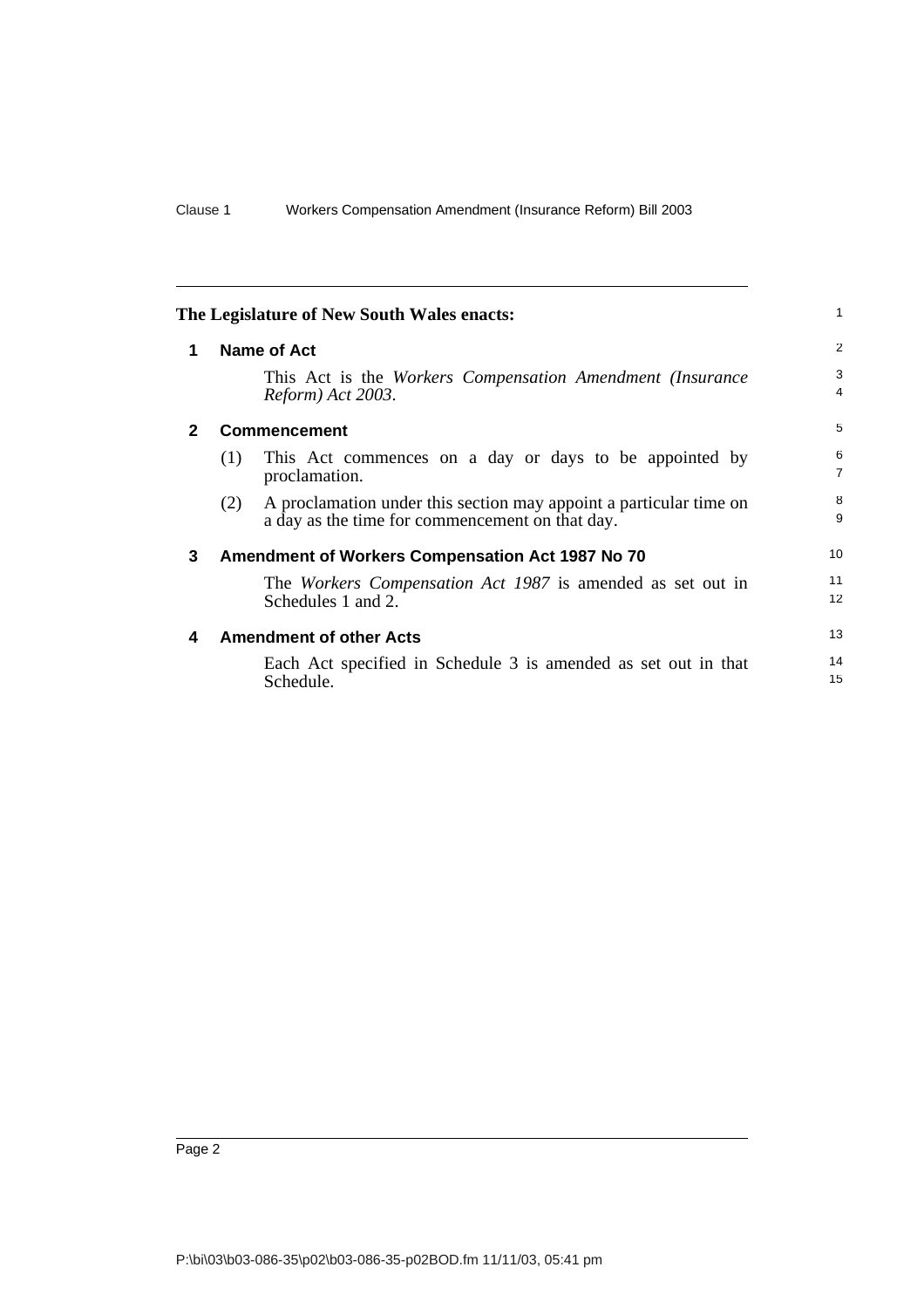**The Legislature of New South Wales enacts:**

## 1 Name of Act

This Act is the *Workers Compensation Amendment (Insurance Reform) Act 2003*.

## 2 Commencement

(1) This Act commences on a day or days to be appointed by proclamation.

(2) A proclamation under this section may appoint a particular time on a day as the time for commencement on that day.

## 3 Amendment of Workers Compensation Act 1987 No 70

The *Workers Compensation Act 1987* is amended as set out in Schedules 1 and 2.

## 4 Amendment of other Acts

Each Act specified in Schedule 3 is amended as set out in that Schedule.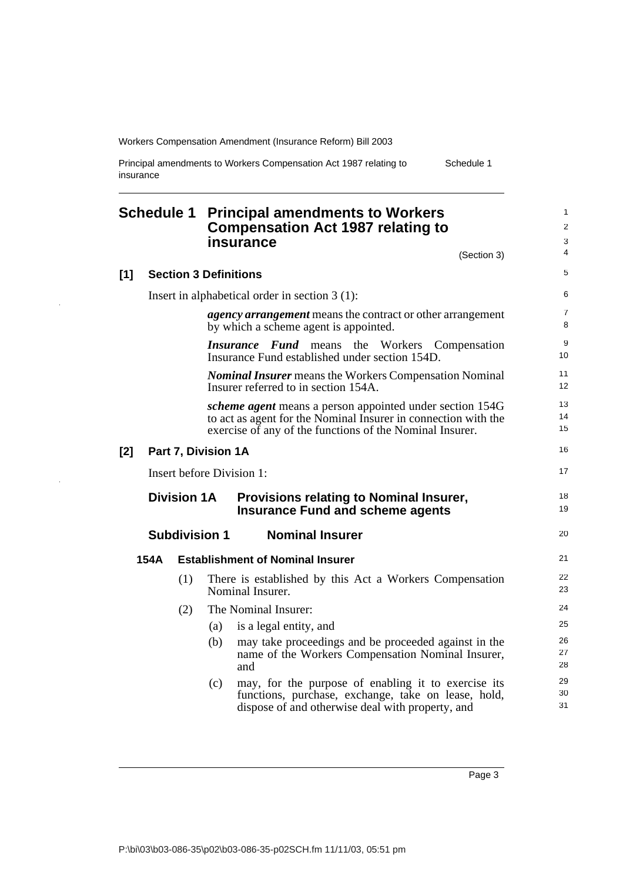# Schedule 1 Principal amendments to Workers Compensation Act 1987 relating to insurance

(Section 3)

## [1] Section 3 Definitions

Insert in alphabetical order in section 3 (1):

> ***agency arrangement*** means the contract or other arrangement by which a scheme agent is appointed.
>
> ***Insurance Fund*** means the Workers Compensation Insurance Fund established under section 154D.
>
> ***Nominal Insurer*** means the Workers Compensation Nominal Insurer referred to in section 154A.
>
> ***scheme agent*** means a person appointed under section 154G to act as agent for the Nominal Insurer in connection with the exercise of any of the functions of the Nominal Insurer.

## [2] Part 7, Division 1A

Insert before Division 1:

### Division 1A Provisions relating to Nominal Insurer, Insurance Fund and scheme agents

### Subdivision 1 Nominal Insurer

#### 154A Establishment of Nominal Insurer

(1) There is established by this Act a Workers Compensation Nominal Insurer.

(2) The Nominal Insurer:

(a) is a legal entity, and

(b) may take proceedings and be proceeded against in the name of the Workers Compensation Nominal Insurer, and

(c) may, for the purpose of enabling it to exercise its functions, purchase, exchange, take on lease, hold, dispose of and otherwise deal with property, and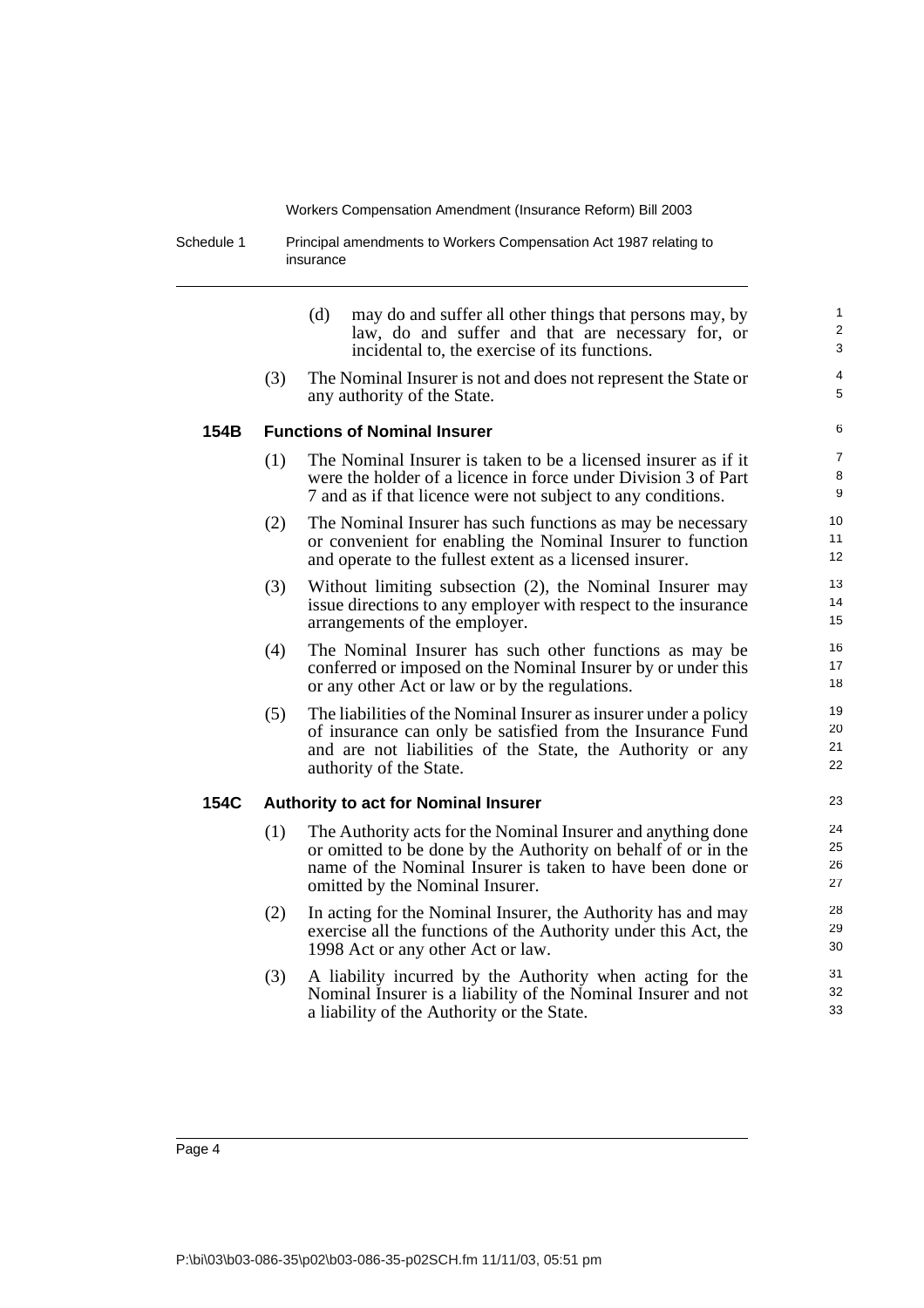(d) may do and suffer all other things that persons may, by law, do and suffer and that are necessary for, or incidental to, the exercise of its functions.

(3) The Nominal Insurer is not and does not represent the State or any authority of the State.

### 154B Functions of Nominal Insurer

(1) The Nominal Insurer is taken to be a licensed insurer as if it were the holder of a licence in force under Division 3 of Part 7 and as if that licence were not subject to any conditions.

(2) The Nominal Insurer has such functions as may be necessary or convenient for enabling the Nominal Insurer to function and operate to the fullest extent as a licensed insurer.

(3) Without limiting subsection (2), the Nominal Insurer may issue directions to any employer with respect to the insurance arrangements of the employer.

(4) The Nominal Insurer has such other functions as may be conferred or imposed on the Nominal Insurer by or under this or any other Act or law or by the regulations.

(5) The liabilities of the Nominal Insurer as insurer under a policy of insurance can only be satisfied from the Insurance Fund and are not liabilities of the State, the Authority or any authority of the State.

### 154C Authority to act for Nominal Insurer

(1) The Authority acts for the Nominal Insurer and anything done or omitted to be done by the Authority on behalf of or in the name of the Nominal Insurer is taken to have been done or omitted by the Nominal Insurer.

(2) In acting for the Nominal Insurer, the Authority has and may exercise all the functions of the Authority under this Act, the 1998 Act or any other Act or law.

(3) A liability incurred by the Authority when acting for the Nominal Insurer is a liability of the Nominal Insurer and not a liability of the Authority or the State.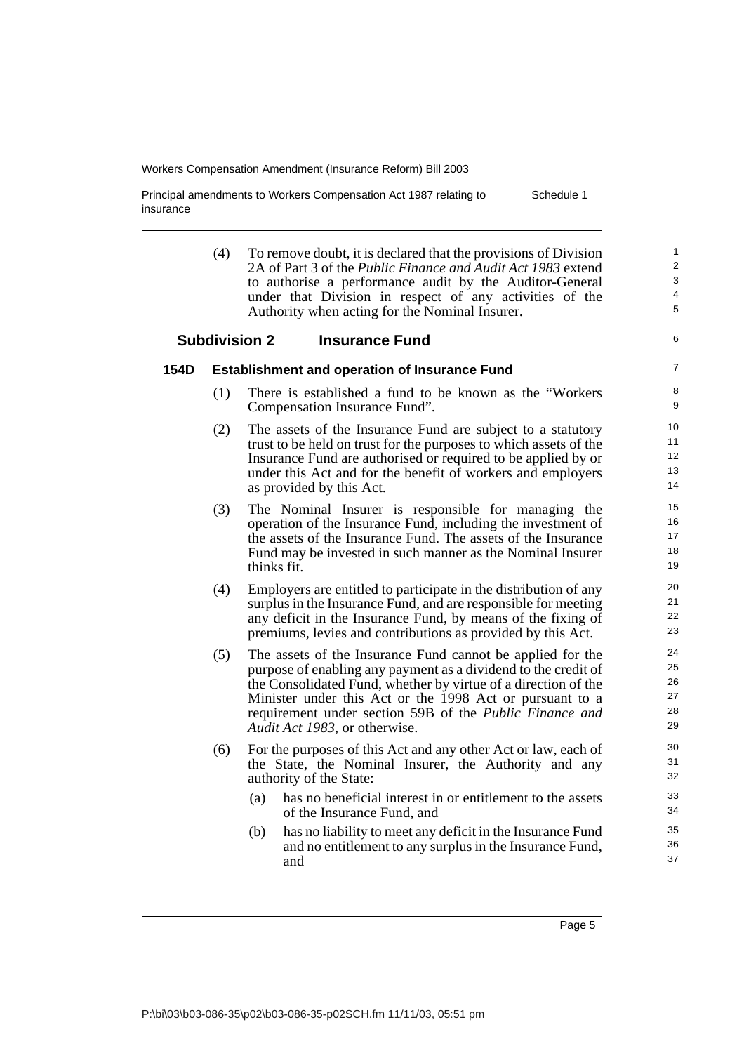(4) To remove doubt, it is declared that the provisions of Division 2A of Part 3 of the *Public Finance and Audit Act 1983* extend to authorise a performance audit by the Auditor-General under that Division in respect of any activities of the Authority when acting for the Nominal Insurer.

### Subdivision 2 Insurance Fund

#### 154D Establishment and operation of Insurance Fund

(1) There is established a fund to be known as the "Workers Compensation Insurance Fund".

(2) The assets of the Insurance Fund are subject to a statutory trust to be held on trust for the purposes to which assets of the Insurance Fund are authorised or required to be applied by or under this Act and for the benefit of workers and employers as provided by this Act.

(3) The Nominal Insurer is responsible for managing the operation of the Insurance Fund, including the investment of the assets of the Insurance Fund. The assets of the Insurance Fund may be invested in such manner as the Nominal Insurer thinks fit.

(4) Employers are entitled to participate in the distribution of any surplus in the Insurance Fund, and are responsible for meeting any deficit in the Insurance Fund, by means of the fixing of premiums, levies and contributions as provided by this Act.

(5) The assets of the Insurance Fund cannot be applied for the purpose of enabling any payment as a dividend to the credit of the Consolidated Fund, whether by virtue of a direction of the Minister under this Act or the 1998 Act or pursuant to a requirement under section 59B of the *Public Finance and Audit Act 1983*, or otherwise.

(6) For the purposes of this Act and any other Act or law, each of the State, the Nominal Insurer, the Authority and any authority of the State:

- (a) has no beneficial interest in or entitlement to the assets of the Insurance Fund, and
- (b) has no liability to meet any deficit in the Insurance Fund and no entitlement to any surplus in the Insurance Fund, and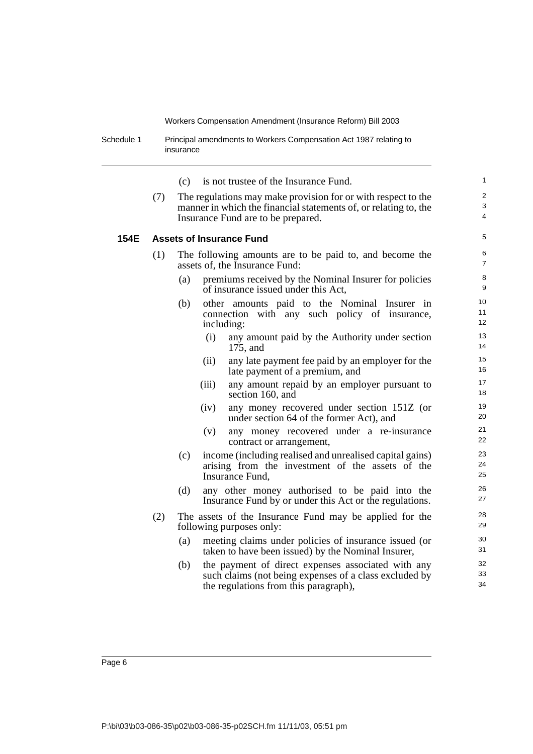(c) is not trustee of the Insurance Fund.

(7) The regulations may make provision for or with respect to the manner in which the financial statements of, or relating to, the Insurance Fund are to be prepared.

### 154E Assets of Insurance Fund

(1) The following amounts are to be paid to, and become the assets of, the Insurance Fund:

(a) premiums received by the Nominal Insurer for policies of insurance issued under this Act,

(b) other amounts paid to the Nominal Insurer in connection with any such policy of insurance, including:

(i) any amount paid by the Authority under section 175, and

(ii) any late payment fee paid by an employer for the late payment of a premium, and

(iii) any amount repaid by an employer pursuant to section 160, and

(iv) any money recovered under section 151Z (or under section 64 of the former Act), and

(v) any money recovered under a re-insurance contract or arrangement,

(c) income (including realised and unrealised capital gains) arising from the investment of the assets of the Insurance Fund,

(d) any other money authorised to be paid into the Insurance Fund by or under this Act or the regulations.

(2) The assets of the Insurance Fund may be applied for the following purposes only:

(a) meeting claims under policies of insurance issued (or taken to have been issued) by the Nominal Insurer,

(b) the payment of direct expenses associated with any such claims (not being expenses of a class excluded by the regulations from this paragraph),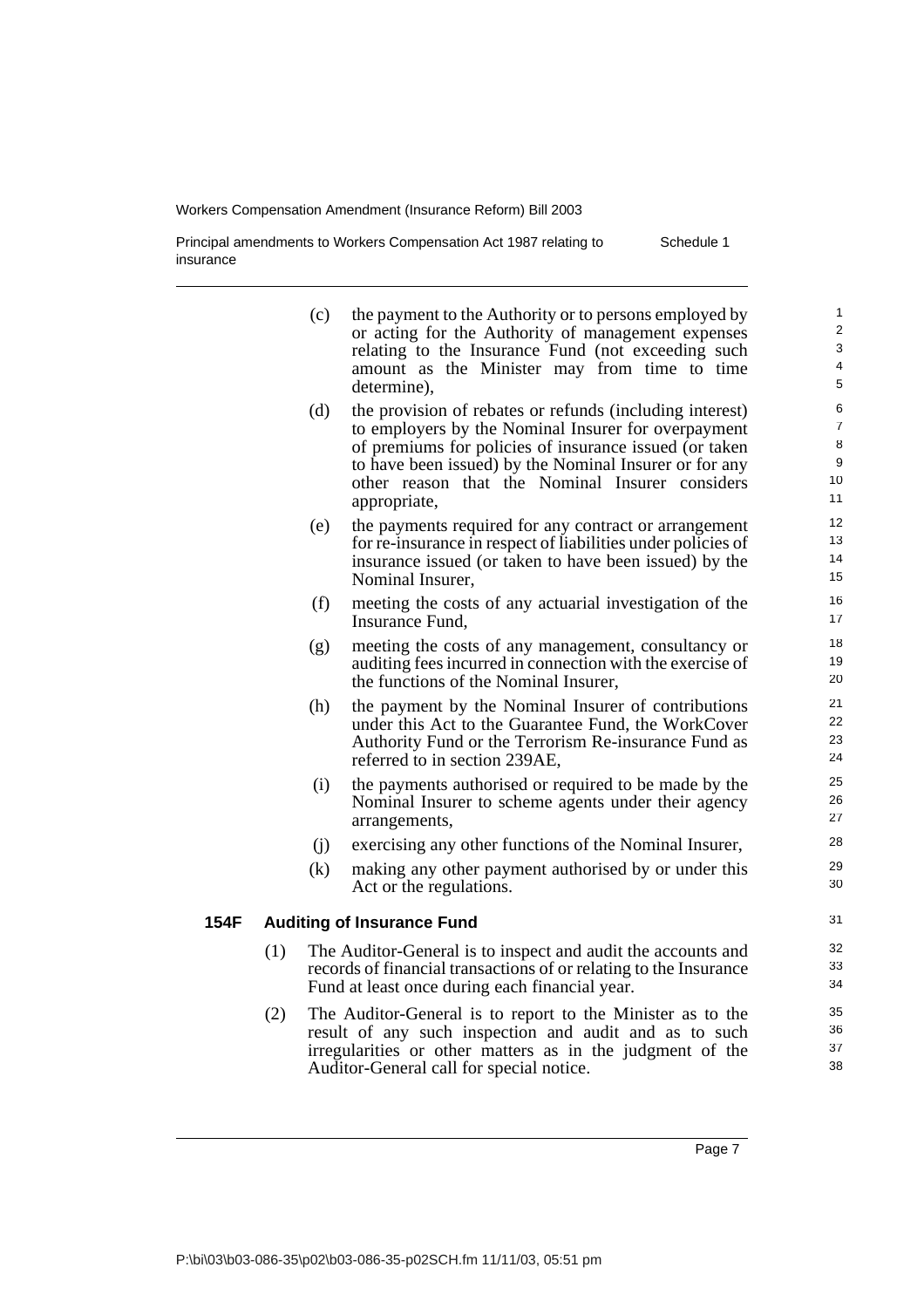(c) the payment to the Authority or to persons employed by or acting for the Authority of management expenses relating to the Insurance Fund (not exceeding such amount as the Minister may from time to time determine),

(d) the provision of rebates or refunds (including interest) to employers by the Nominal Insurer for overpayment of premiums for policies of insurance issued (or taken to have been issued) by the Nominal Insurer or for any other reason that the Nominal Insurer considers appropriate,

(e) the payments required for any contract or arrangement for re-insurance in respect of liabilities under policies of insurance issued (or taken to have been issued) by the Nominal Insurer,

(f) meeting the costs of any actuarial investigation of the Insurance Fund,

(g) meeting the costs of any management, consultancy or auditing fees incurred in connection with the exercise of the functions of the Nominal Insurer,

(h) the payment by the Nominal Insurer of contributions under this Act to the Guarantee Fund, the WorkCover Authority Fund or the Terrorism Re-insurance Fund as referred to in section 239AE,

(i) the payments authorised or required to be made by the Nominal Insurer to scheme agents under their agency arrangements,

(j) exercising any other functions of the Nominal Insurer,

(k) making any other payment authorised by or under this Act or the regulations.

### 154F Auditing of Insurance Fund

(1) The Auditor-General is to inspect and audit the accounts and records of financial transactions of or relating to the Insurance Fund at least once during each financial year.

(2) The Auditor-General is to report to the Minister as to the result of any such inspection and audit and as to such irregularities or other matters as in the judgment of the Auditor-General call for special notice.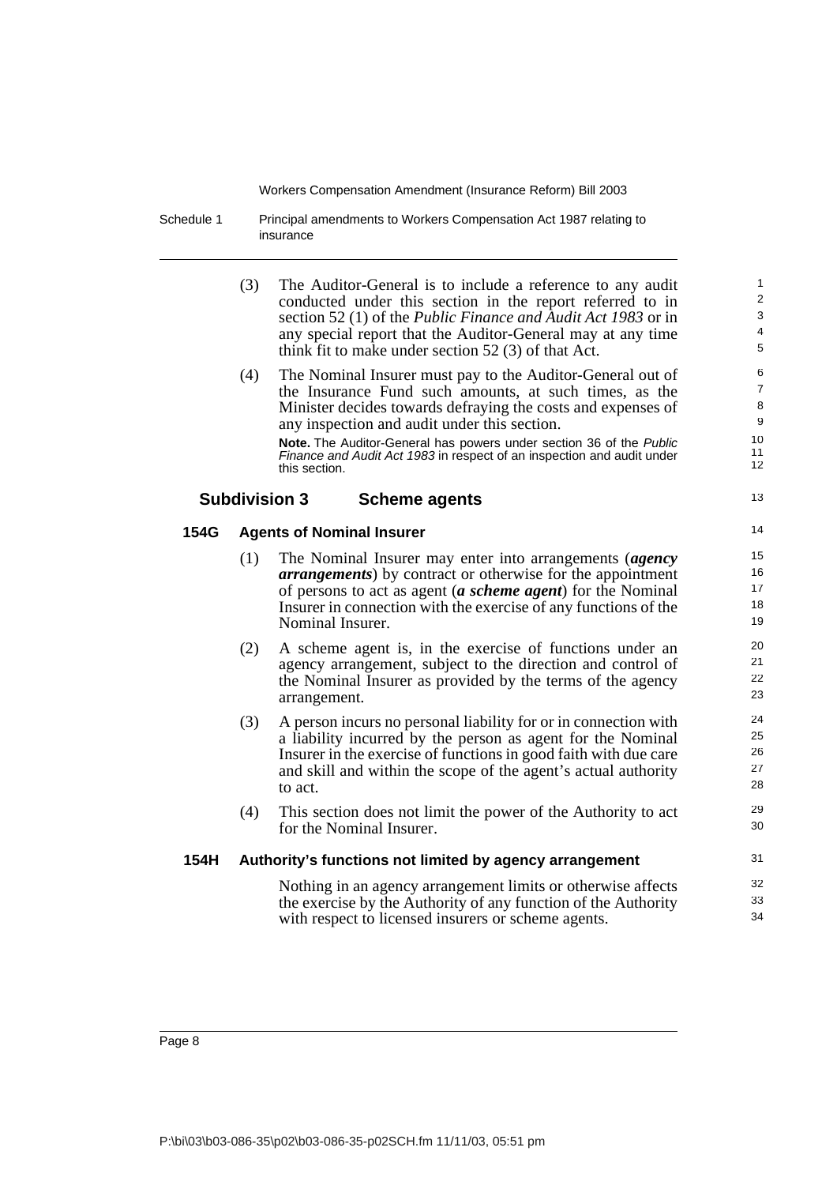(3) The Auditor-General is to include a reference to any audit conducted under this section in the report referred to in section 52 (1) of the *Public Finance and Audit Act 1983* or in any special report that the Auditor-General may at any time think fit to make under section 52 (3) of that Act.

(4) The Nominal Insurer must pay to the Auditor-General out of the Insurance Fund such amounts, at such times, as the Minister decides towards defraying the costs and expenses of any inspection and audit under this section.

**Note.** The Auditor-General has powers under section 36 of the *Public Finance and Audit Act 1983* in respect of an inspection and audit under this section.

## Subdivision 3 Scheme agents

### 154G Agents of Nominal Insurer

(1) The Nominal Insurer may enter into arrangements (***agency arrangements***) by contract or otherwise for the appointment of persons to act as agent (***a scheme agent***) for the Nominal Insurer in connection with the exercise of any functions of the Nominal Insurer.

(2) A scheme agent is, in the exercise of functions under an agency arrangement, subject to the direction and control of the Nominal Insurer as provided by the terms of the agency arrangement.

(3) A person incurs no personal liability for or in connection with a liability incurred by the person as agent for the Nominal Insurer in the exercise of functions in good faith with due care and skill and within the scope of the agent's actual authority to act.

(4) This section does not limit the power of the Authority to act for the Nominal Insurer.

### 154H Authority's functions not limited by agency arrangement

Nothing in an agency arrangement limits or otherwise affects the exercise by the Authority of any function of the Authority with respect to licensed insurers or scheme agents.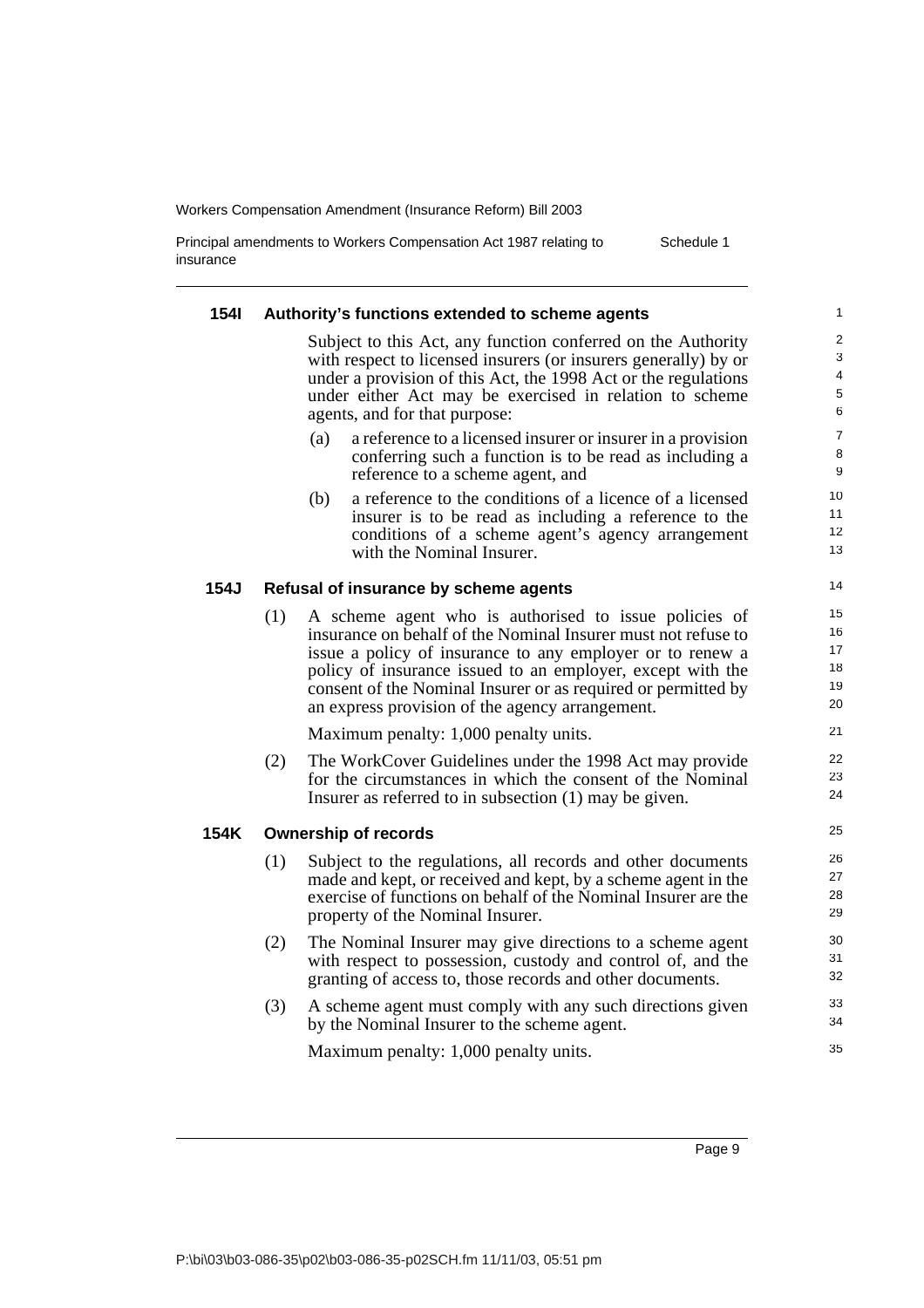### 154I Authority's functions extended to scheme agents

Subject to this Act, any function conferred on the Authority with respect to licensed insurers (or insurers generally) by or under a provision of this Act, the 1998 Act or the regulations under either Act may be exercised in relation to scheme agents, and for that purpose:

(a) a reference to a licensed insurer or insurer in a provision conferring such a function is to be read as including a reference to a scheme agent, and

(b) a reference to the conditions of a licence of a licensed insurer is to be read as including a reference to the conditions of a scheme agent's agency arrangement with the Nominal Insurer.

### 154J Refusal of insurance by scheme agents

(1) A scheme agent who is authorised to issue policies of insurance on behalf of the Nominal Insurer must not refuse to issue a policy of insurance to any employer or to renew a policy of insurance issued to an employer, except with the consent of the Nominal Insurer or as required or permitted by an express provision of the agency arrangement.

Maximum penalty: 1,000 penalty units.

(2) The WorkCover Guidelines under the 1998 Act may provide for the circumstances in which the consent of the Nominal Insurer as referred to in subsection (1) may be given.

### 154K Ownership of records

(1) Subject to the regulations, all records and other documents made and kept, or received and kept, by a scheme agent in the exercise of functions on behalf of the Nominal Insurer are the property of the Nominal Insurer.

(2) The Nominal Insurer may give directions to a scheme agent with respect to possession, custody and control of, and the granting of access to, those records and other documents.

(3) A scheme agent must comply with any such directions given by the Nominal Insurer to the scheme agent.

Maximum penalty: 1,000 penalty units.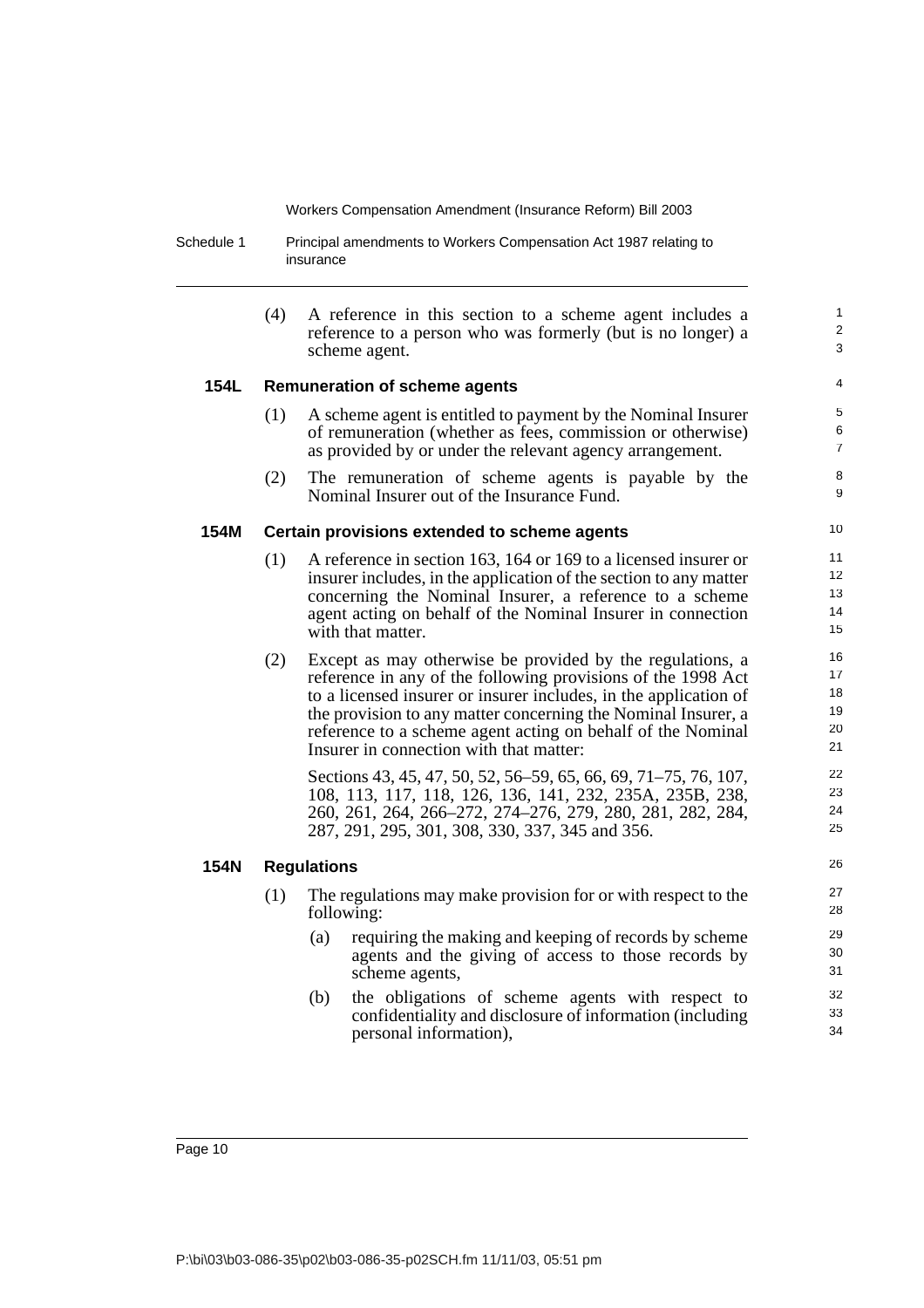(4) A reference in this section to a scheme agent includes a reference to a person who was formerly (but is no longer) a scheme agent.

### 154L Remuneration of scheme agents

(1) A scheme agent is entitled to payment by the Nominal Insurer of remuneration (whether as fees, commission or otherwise) as provided by or under the relevant agency arrangement.

(2) The remuneration of scheme agents is payable by the Nominal Insurer out of the Insurance Fund.

### 154M Certain provisions extended to scheme agents

(1) A reference in section 163, 164 or 169 to a licensed insurer or insurer includes, in the application of the section to any matter concerning the Nominal Insurer, a reference to a scheme agent acting on behalf of the Nominal Insurer in connection with that matter.

(2) Except as may otherwise be provided by the regulations, a reference in any of the following provisions of the 1998 Act to a licensed insurer or insurer includes, in the application of the provision to any matter concerning the Nominal Insurer, a reference to a scheme agent acting on behalf of the Nominal Insurer in connection with that matter:

Sections 43, 45, 47, 50, 52, 56–59, 65, 66, 69, 71–75, 76, 107, 108, 113, 117, 118, 126, 136, 141, 232, 235A, 235B, 238, 260, 261, 264, 266–272, 274–276, 279, 280, 281, 282, 284, 287, 291, 295, 301, 308, 330, 337, 345 and 356.

### 154N Regulations

(1) The regulations may make provision for or with respect to the following:

(a) requiring the making and keeping of records by scheme agents and the giving of access to those records by scheme agents,

(b) the obligations of scheme agents with respect to confidentiality and disclosure of information (including personal information),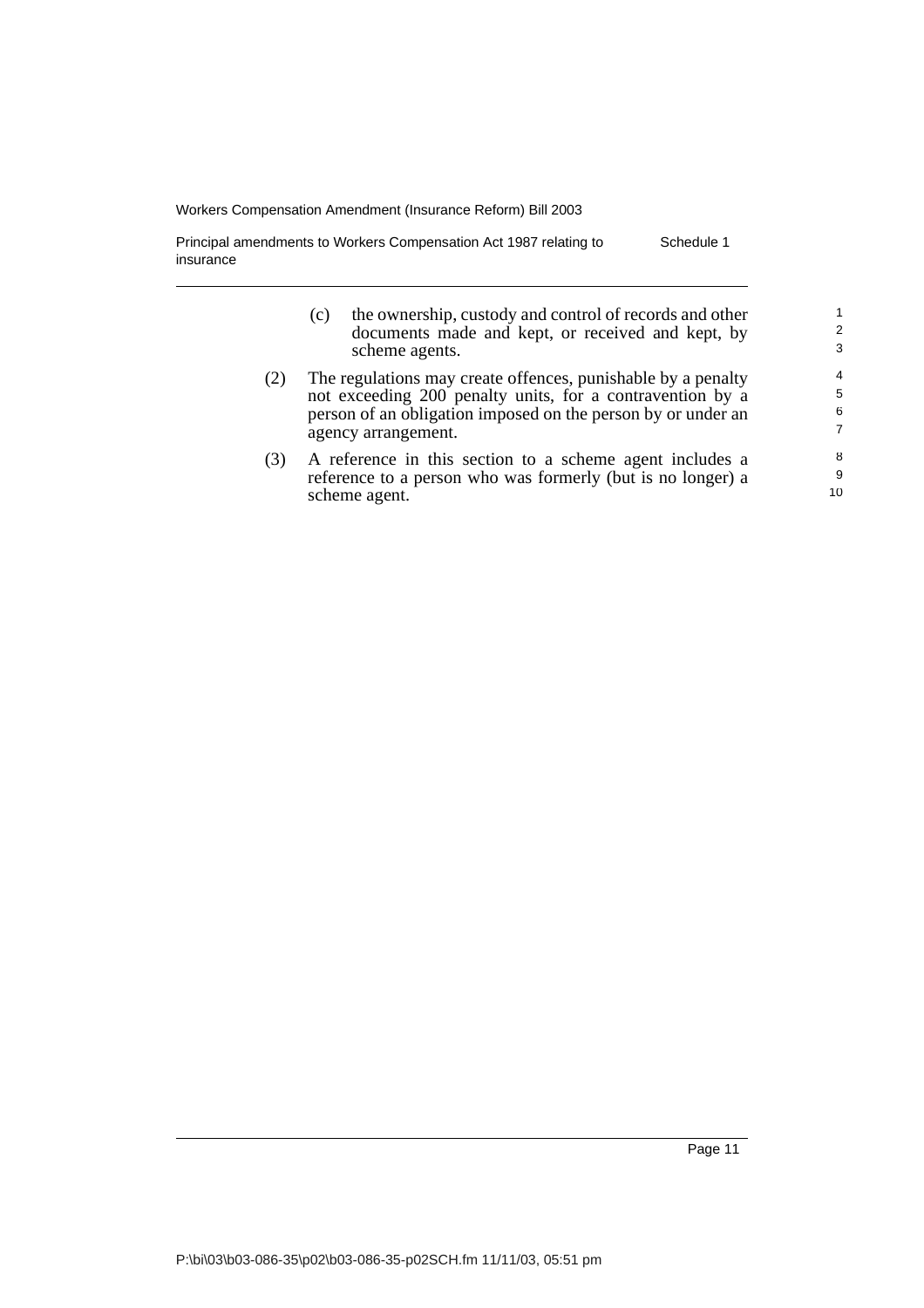(c) the ownership, custody and control of records and other documents made and kept, or received and kept, by scheme agents.

(2) The regulations may create offences, punishable by a penalty not exceeding 200 penalty units, for a contravention by a person of an obligation imposed on the person by or under an agency arrangement.

(3) A reference in this section to a scheme agent includes a reference to a person who was formerly (but is no longer) a scheme agent.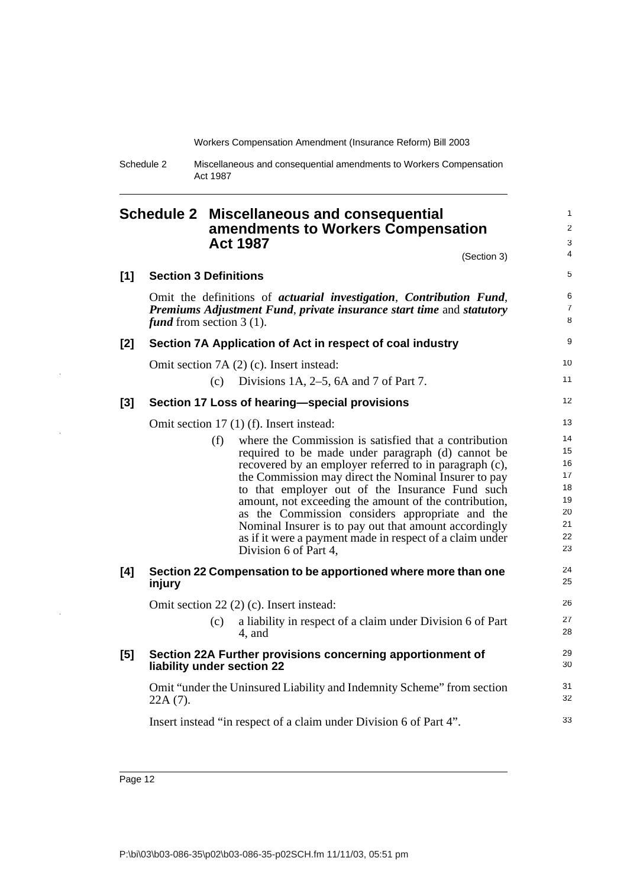## Schedule 2 Miscellaneous and consequential amendments to Workers Compensation Act 1987

(Section 3)

### [1] Section 3 Definitions

Omit the definitions of ***actuarial investigation***, ***Contribution Fund***, ***Premiums Adjustment Fund***, ***private insurance start time*** and ***statutory fund*** from section 3 (1).

### [2] Section 7A Application of Act in respect of coal industry

Omit section 7A (2) (c). Insert instead:

(c) Divisions 1A, 2–5, 6A and 7 of Part 7.

### [3] Section 17 Loss of hearing—special provisions

Omit section 17 (1) (f). Insert instead:

(f) where the Commission is satisfied that a contribution required to be made under paragraph (d) cannot be recovered by an employer referred to in paragraph (c), the Commission may direct the Nominal Insurer to pay to that employer out of the Insurance Fund such amount, not exceeding the amount of the contribution, as the Commission considers appropriate and the Nominal Insurer is to pay out that amount accordingly as if it were a payment made in respect of a claim under Division 6 of Part 4,

### [4] Section 22 Compensation to be apportioned where more than one injury

Omit section 22 (2) (c). Insert instead:

(c) a liability in respect of a claim under Division 6 of Part 4, and

### [5] Section 22A Further provisions concerning apportionment of liability under section 22

Omit "under the Uninsured Liability and Indemnity Scheme" from section 22A (7).

Insert instead "in respect of a claim under Division 6 of Part 4".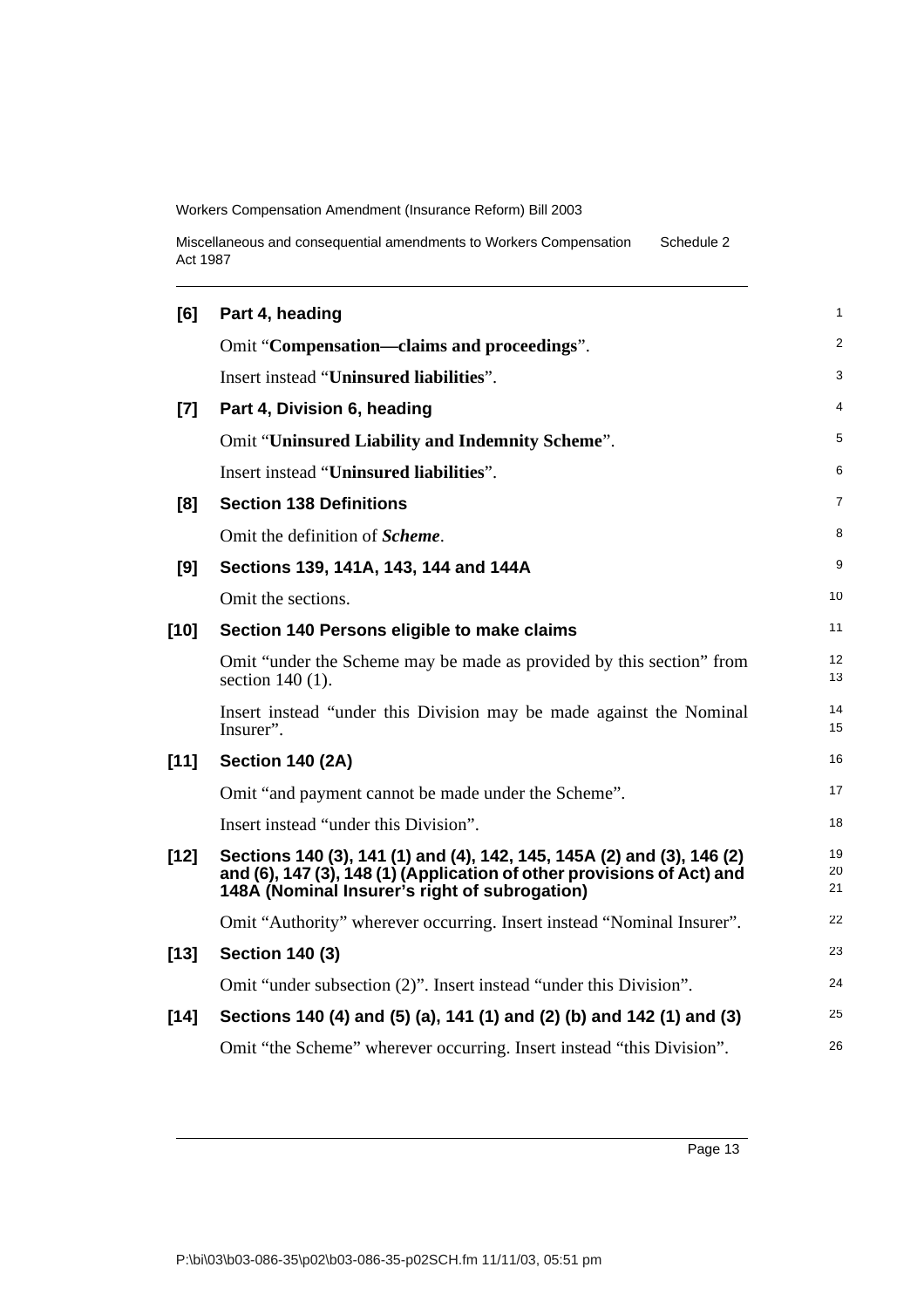**[6] Part 4, heading**

Omit “**Compensation—claims and proceedings**”.

Insert instead “**Uninsured liabilities**”.

**[7] Part 4, Division 6, heading**

Omit “**Uninsured Liability and Indemnity Scheme**”.

Insert instead “**Uninsured liabilities**”.

**[8] Section 138 Definitions**

Omit the definition of ***Scheme***.

**[9] Sections 139, 141A, 143, 144 and 144A**

Omit the sections.

**[10] Section 140 Persons eligible to make claims**

Omit “under the Scheme may be made as provided by this section” from section 140 (1).

Insert instead “under this Division may be made against the Nominal Insurer”.

**[11] Section 140 (2A)**

Omit “and payment cannot be made under the Scheme”.

Insert instead “under this Division”.

**[12] Sections 140 (3), 141 (1) and (4), 142, 145, 145A (2) and (3), 146 (2) and (6), 147 (3), 148 (1) (Application of other provisions of Act) and 148A (Nominal Insurer’s right of subrogation)**

Omit “Authority” wherever occurring. Insert instead “Nominal Insurer”.

**[13] Section 140 (3)**

Omit “under subsection (2)”. Insert instead “under this Division”.

**[14] Sections 140 (4) and (5) (a), 141 (1) and (2) (b) and 142 (1) and (3)**

Omit “the Scheme” wherever occurring. Insert instead “this Division”.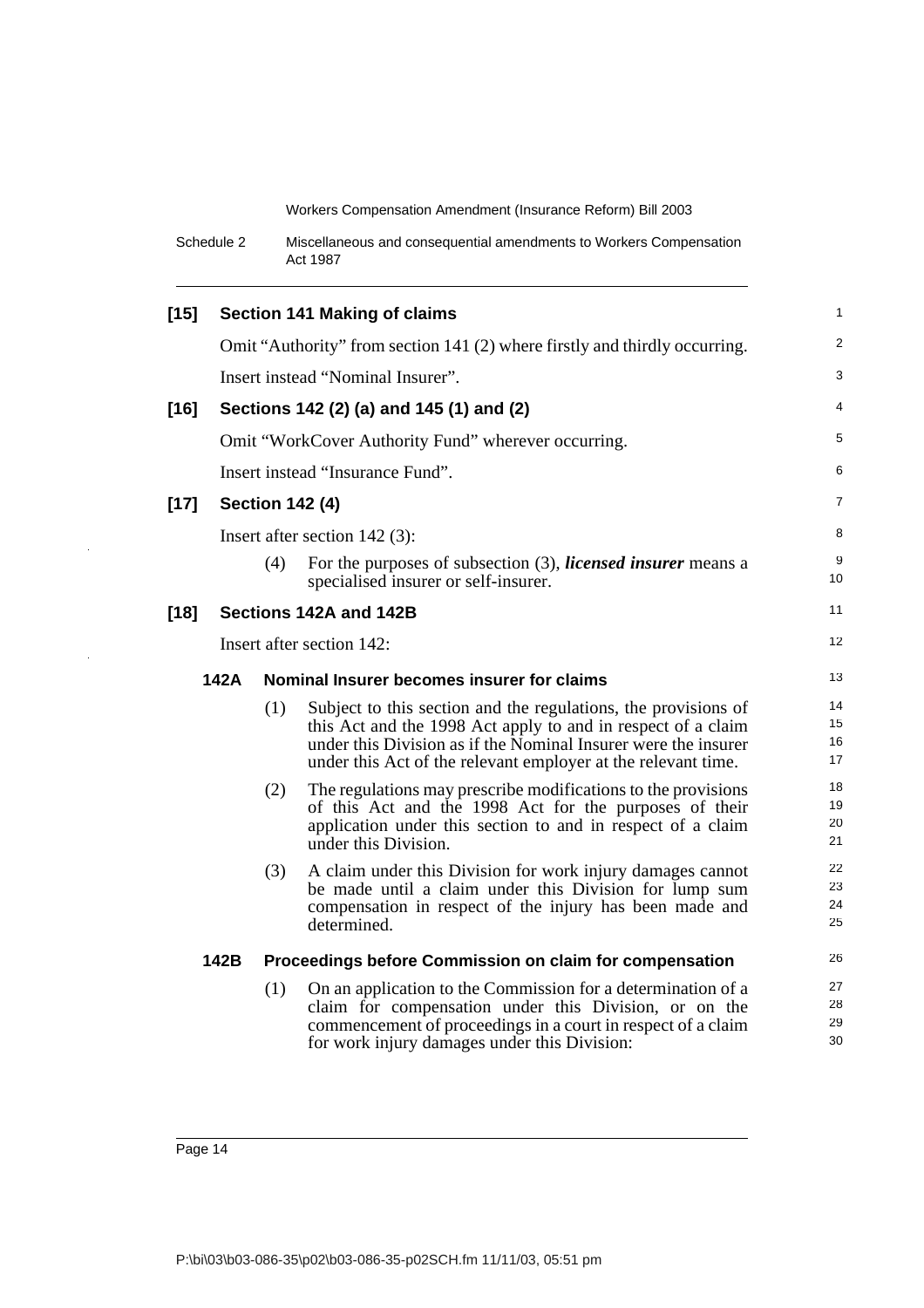**[15] Section 141 Making of claims**

Omit "Authority" from section 141 (2) where firstly and thirdly occurring.

Insert instead "Nominal Insurer".

**[16] Sections 142 (2) (a) and 145 (1) and (2)**

Omit "WorkCover Authority Fund" wherever occurring.

Insert instead "Insurance Fund".

**[17] Section 142 (4)**

Insert after section 142 (3):

(4) For the purposes of subsection (3), ***licensed insurer*** means a specialised insurer or self-insurer.

**[18] Sections 142A and 142B**

Insert after section 142:

**142A Nominal Insurer becomes insurer for claims**

(1) Subject to this section and the regulations, the provisions of this Act and the 1998 Act apply to and in respect of a claim under this Division as if the Nominal Insurer were the insurer under this Act of the relevant employer at the relevant time.

(2) The regulations may prescribe modifications to the provisions of this Act and the 1998 Act for the purposes of their application under this section to and in respect of a claim under this Division.

(3) A claim under this Division for work injury damages cannot be made until a claim under this Division for lump sum compensation in respect of the injury has been made and determined.

**142B Proceedings before Commission on claim for compensation**

(1) On an application to the Commission for a determination of a claim for compensation under this Division, or on the commencement of proceedings in a court in respect of a claim for work injury damages under this Division: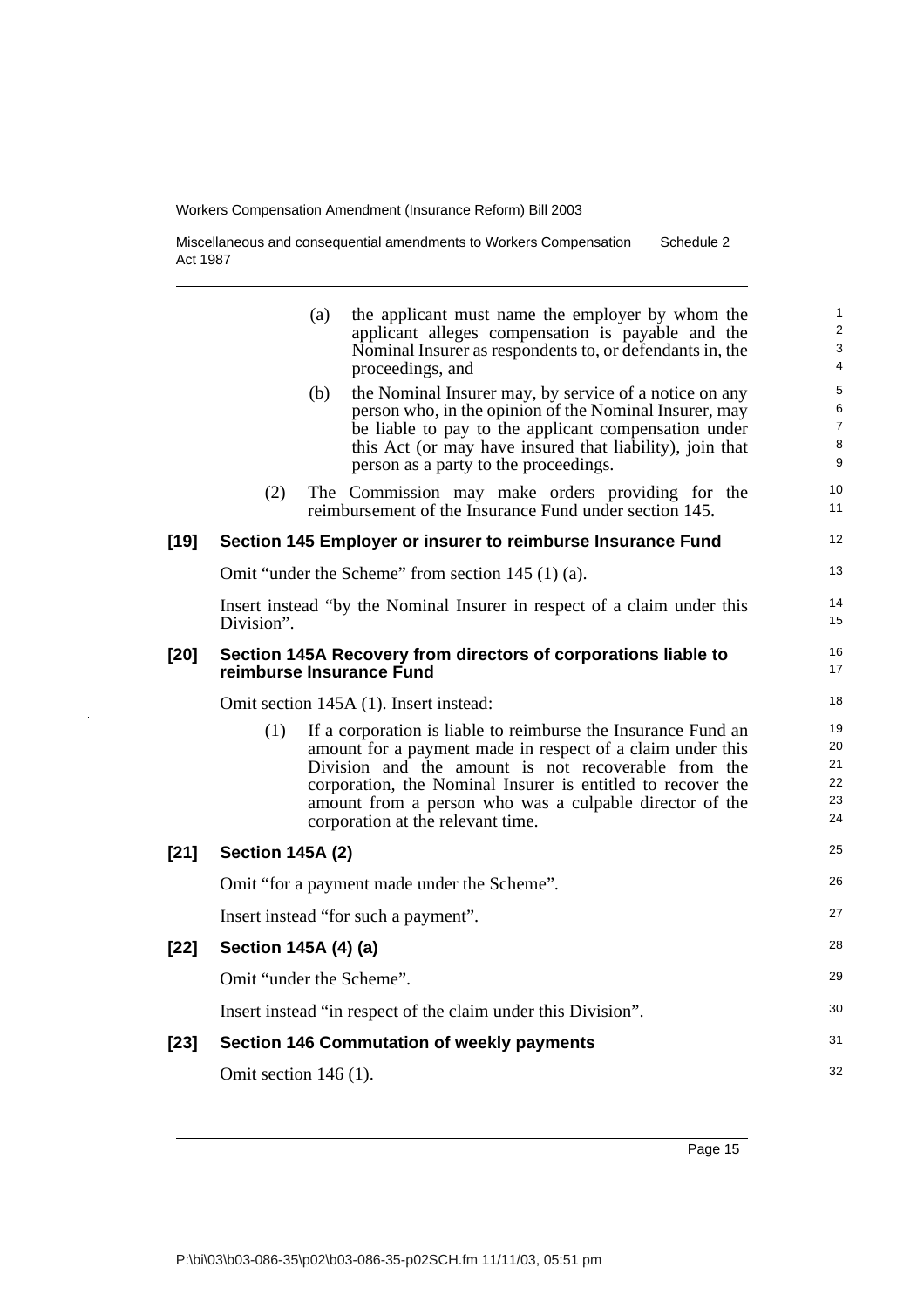(a) the applicant must name the employer by whom the applicant alleges compensation is payable and the Nominal Insurer as respondents to, or defendants in, the proceedings, and

(b) the Nominal Insurer may, by service of a notice on any person who, in the opinion of the Nominal Insurer, may be liable to pay to the applicant compensation under this Act (or may have insured that liability), join that person as a party to the proceedings.

(2) The Commission may make orders providing for the reimbursement of the Insurance Fund under section 145.

**[19] Section 145 Employer or insurer to reimburse Insurance Fund**

Omit "under the Scheme" from section 145 (1) (a).

Insert instead "by the Nominal Insurer in respect of a claim under this Division".

**[20] Section 145A Recovery from directors of corporations liable to reimburse Insurance Fund**

Omit section 145A (1). Insert instead:

(1) If a corporation is liable to reimburse the Insurance Fund an amount for a payment made in respect of a claim under this Division and the amount is not recoverable from the corporation, the Nominal Insurer is entitled to recover the amount from a person who was a culpable director of the corporation at the relevant time.

**[21] Section 145A (2)**

Omit "for a payment made under the Scheme".

Insert instead "for such a payment".

**[22] Section 145A (4) (a)**

Omit "under the Scheme".

Insert instead "in respect of the claim under this Division".

**[23] Section 146 Commutation of weekly payments**

Omit section 146 (1).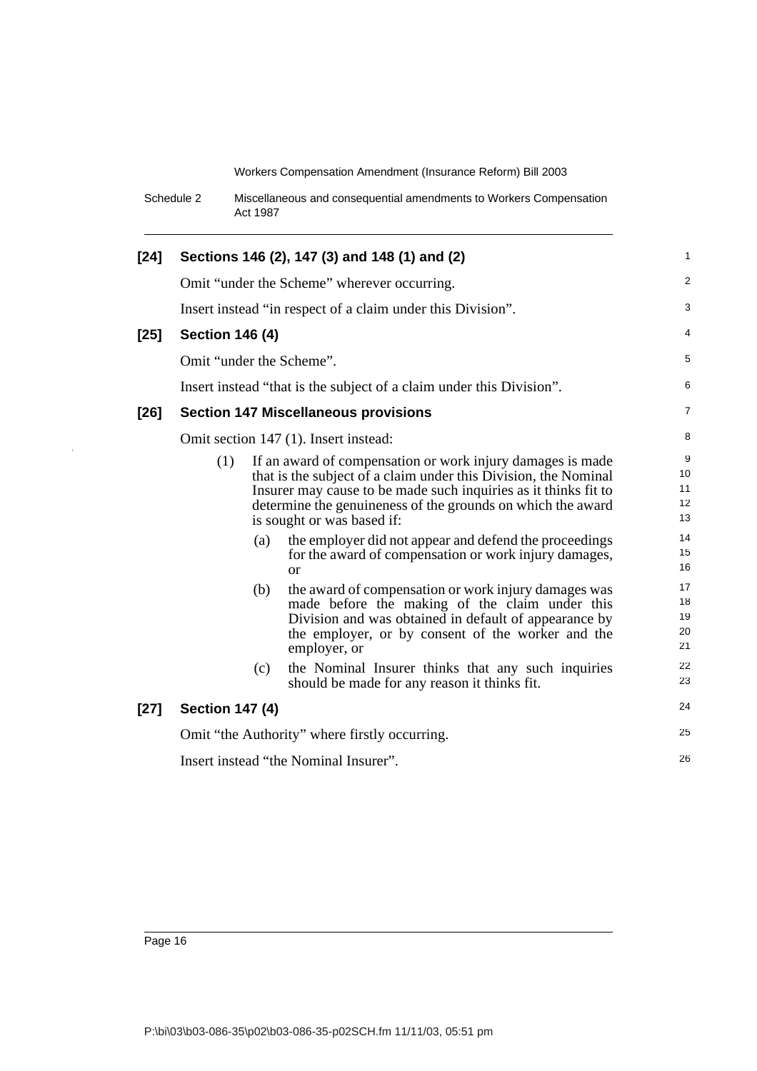### [24] Sections 146 (2), 147 (3) and 148 (1) and (2)

Omit "under the Scheme" wherever occurring.

Insert instead "in respect of a claim under this Division".

### [25] Section 146 (4)

Omit "under the Scheme".

Insert instead "that is the subject of a claim under this Division".

### [26] Section 147 Miscellaneous provisions

Omit section 147 (1). Insert instead:

(1) If an award of compensation or work injury damages is made that is the subject of a claim under this Division, the Nominal Insurer may cause to be made such inquiries as it thinks fit to determine the genuineness of the grounds on which the award is sought or was based if:

(a) the employer did not appear and defend the proceedings for the award of compensation or work injury damages, or

(b) the award of compensation or work injury damages was made before the making of the claim under this Division and was obtained in default of appearance by the employer, or by consent of the worker and the employer, or

(c) the Nominal Insurer thinks that any such inquiries should be made for any reason it thinks fit.

### [27] Section 147 (4)

Omit "the Authority" where firstly occurring.

Insert instead "the Nominal Insurer".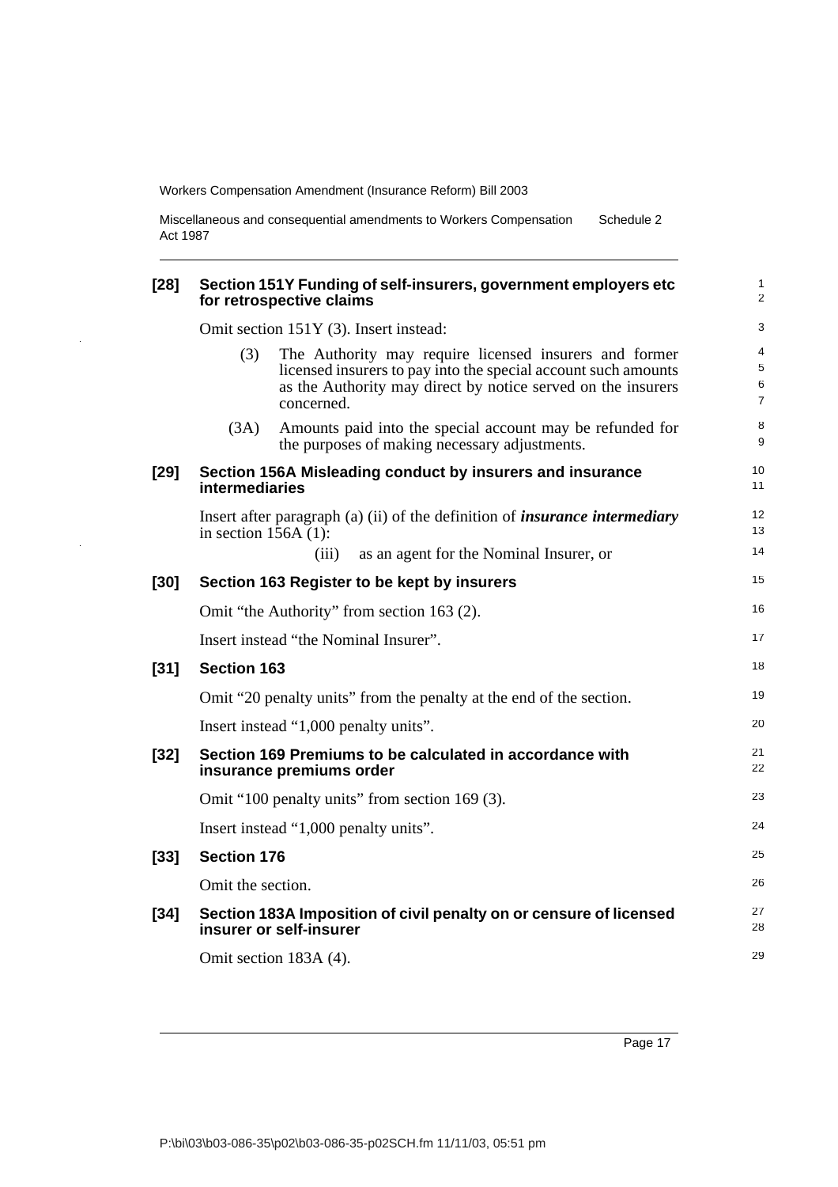**[28] Section 151Y Funding of self-insurers, government employers etc for retrospective claims**

Omit section 151Y (3). Insert instead:

(3) The Authority may require licensed insurers and former licensed insurers to pay into the special account such amounts as the Authority may direct by notice served on the insurers concerned.

(3A) Amounts paid into the special account may be refunded for the purposes of making necessary adjustments.

**[29] Section 156A Misleading conduct by insurers and insurance intermediaries**

Insert after paragraph (a) (ii) of the definition of ***insurance intermediary*** in section 156A (1):

(iii) as an agent for the Nominal Insurer, or

**[30] Section 163 Register to be kept by insurers**

Omit "the Authority" from section 163 (2).

Insert instead "the Nominal Insurer".

**[31] Section 163**

Omit "20 penalty units" from the penalty at the end of the section.

Insert instead "1,000 penalty units".

**[32] Section 169 Premiums to be calculated in accordance with insurance premiums order**

Omit "100 penalty units" from section 169 (3).

Insert instead "1,000 penalty units".

**[33] Section 176**

Omit the section.

**[34] Section 183A Imposition of civil penalty on or censure of licensed insurer or self-insurer**

Omit section 183A (4).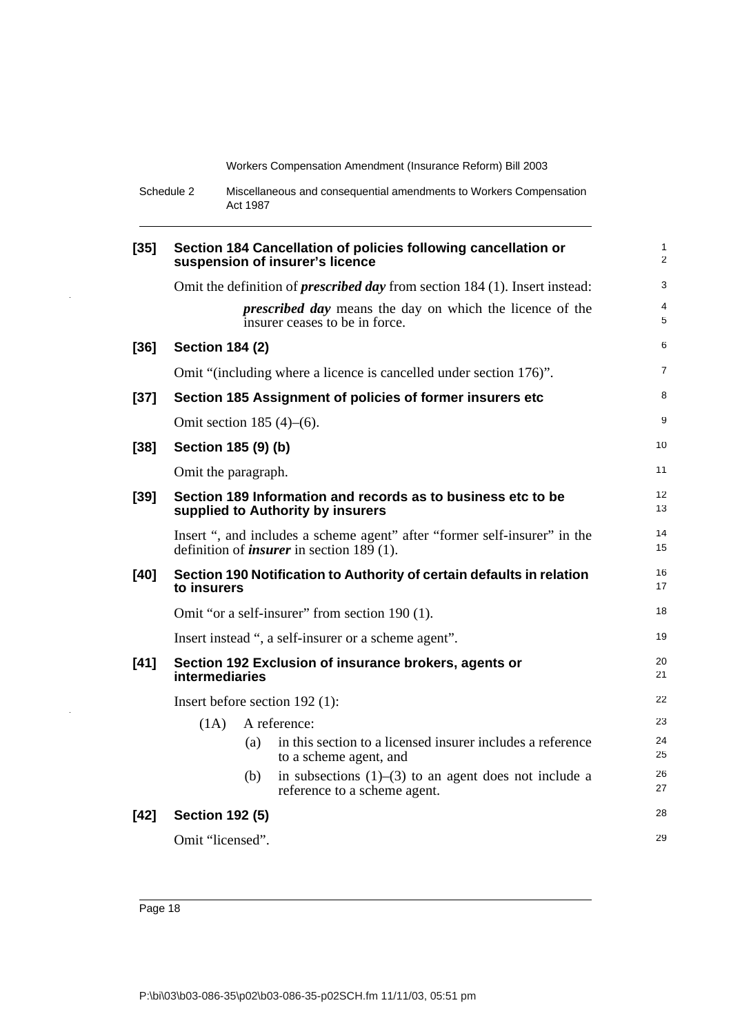**[35] Section 184 Cancellation of policies following cancellation or suspension of insurer's licence**

Omit the definition of ***prescribed day*** from section 184 (1). Insert instead:

> ***prescribed day*** means the day on which the licence of the insurer ceases to be in force.

**[36] Section 184 (2)**

Omit "(including where a licence is cancelled under section 176)".

**[37] Section 185 Assignment of policies of former insurers etc**

Omit section 185 (4)–(6).

**[38] Section 185 (9) (b)**

Omit the paragraph.

**[39] Section 189 Information and records as to business etc to be supplied to Authority by insurers**

Insert ", and includes a scheme agent" after "former self-insurer" in the definition of ***insurer*** in section 189 (1).

**[40] Section 190 Notification to Authority of certain defaults in relation to insurers**

Omit "or a self-insurer" from section 190 (1).

Insert instead ", a self-insurer or a scheme agent".

**[41] Section 192 Exclusion of insurance brokers, agents or intermediaries**

Insert before section 192 (1):

(1A) A reference:

(a) in this section to a licensed insurer includes a reference to a scheme agent, and

(b) in subsections (1)–(3) to an agent does not include a reference to a scheme agent.

**[42] Section 192 (5)**

Omit "licensed".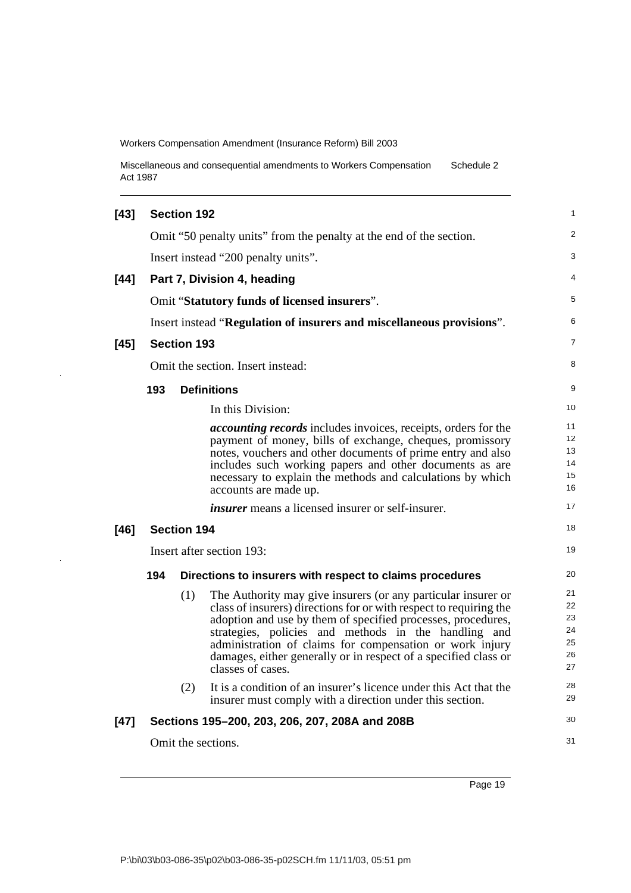**[43] Section 192**

Omit "50 penalty units" from the penalty at the end of the section.

Insert instead "200 penalty units".

**[44] Part 7, Division 4, heading**

Omit "**Statutory funds of licensed insurers**".

Insert instead "**Regulation of insurers and miscellaneous provisions**".

**[45] Section 193**

Omit the section. Insert instead:

**193 Definitions**

In this Division:

***accounting records*** includes invoices, receipts, orders for the payment of money, bills of exchange, cheques, promissory notes, vouchers and other documents of prime entry and also includes such working papers and other documents as are necessary to explain the methods and calculations by which accounts are made up.

***insurer*** means a licensed insurer or self-insurer.

**[46] Section 194**

Insert after section 193:

**194 Directions to insurers with respect to claims procedures**

(1) The Authority may give insurers (or any particular insurer or class of insurers) directions for or with respect to requiring the adoption and use by them of specified processes, procedures, strategies, policies and methods in the handling and administration of claims for compensation or work injury damages, either generally or in respect of a specified class or classes of cases.

(2) It is a condition of an insurer's licence under this Act that the insurer must comply with a direction under this section.

**[47] Sections 195–200, 203, 206, 207, 208A and 208B**

Omit the sections.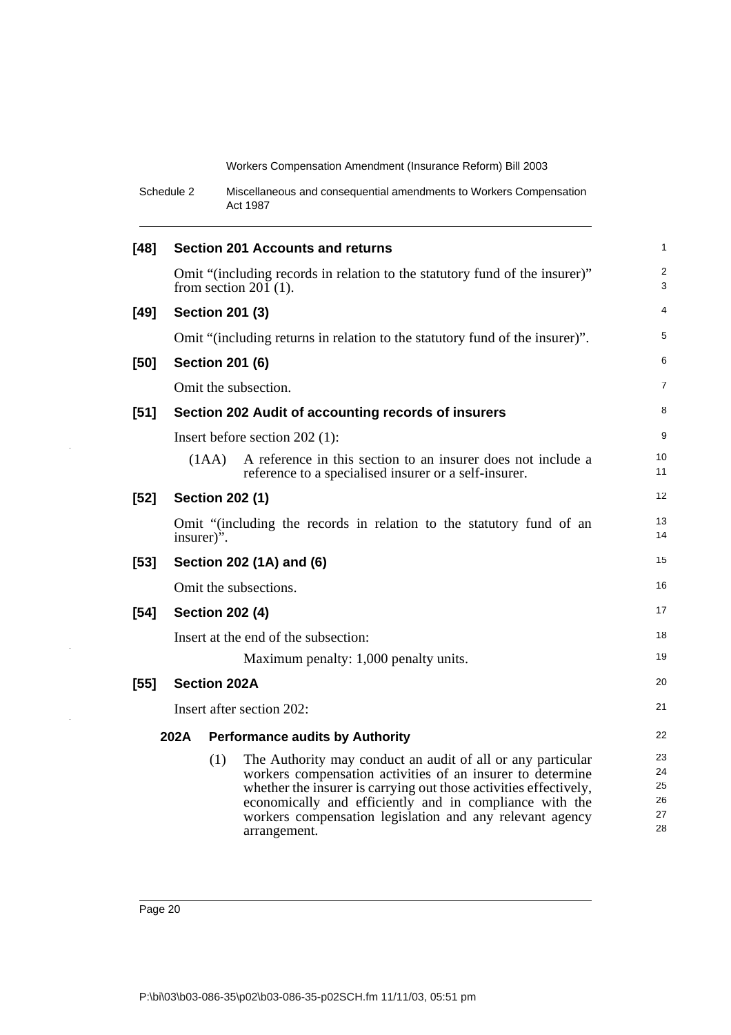**[48] Section 201 Accounts and returns**

Omit "(including records in relation to the statutory fund of the insurer)" from section 201 (1).

**[49] Section 201 (3)**

Omit "(including returns in relation to the statutory fund of the insurer)".

**[50] Section 201 (6)**

Omit the subsection.

**[51] Section 202 Audit of accounting records of insurers**

Insert before section 202 (1):

(1AA) A reference in this section to an insurer does not include a reference to a specialised insurer or a self-insurer.

**[52] Section 202 (1)**

Omit "(including the records in relation to the statutory fund of an insurer)".

**[53] Section 202 (1A) and (6)**

Omit the subsections.

**[54] Section 202 (4)**

Insert at the end of the subsection:

Maximum penalty: 1,000 penalty units.

**[55] Section 202A**

Insert after section 202:

**202A Performance audits by Authority**

(1) The Authority may conduct an audit of all or any particular workers compensation activities of an insurer to determine whether the insurer is carrying out those activities effectively, economically and efficiently and in compliance with the workers compensation legislation and any relevant agency arrangement.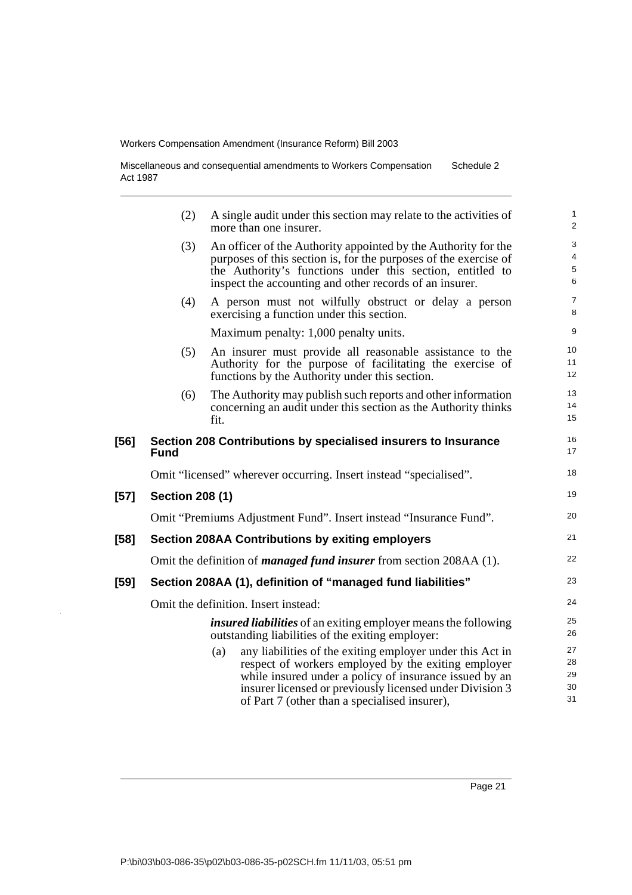(2) A single audit under this section may relate to the activities of more than one insurer.

(3) An officer of the Authority appointed by the Authority for the purposes of this section is, for the purposes of the exercise of the Authority's functions under this section, entitled to inspect the accounting and other records of an insurer.

(4) A person must not wilfully obstruct or delay a person exercising a function under this section.

Maximum penalty: 1,000 penalty units.

(5) An insurer must provide all reasonable assistance to the Authority for the purpose of facilitating the exercise of functions by the Authority under this section.

(6) The Authority may publish such reports and other information concerning an audit under this section as the Authority thinks fit.

### [56] Section 208 Contributions by specialised insurers to Insurance Fund

Omit "licensed" wherever occurring. Insert instead "specialised".

### [57] Section 208 (1)

Omit "Premiums Adjustment Fund". Insert instead "Insurance Fund".

### [58] Section 208AA Contributions by exiting employers

Omit the definition of ***managed fund insurer*** from section 208AA (1).

### [59] Section 208AA (1), definition of "managed fund liabilities"

Omit the definition. Insert instead:

***insured liabilities*** of an exiting employer means the following outstanding liabilities of the exiting employer:

(a) any liabilities of the exiting employer under this Act in respect of workers employed by the exiting employer while insured under a policy of insurance issued by an insurer licensed or previously licensed under Division 3 of Part 7 (other than a specialised insurer),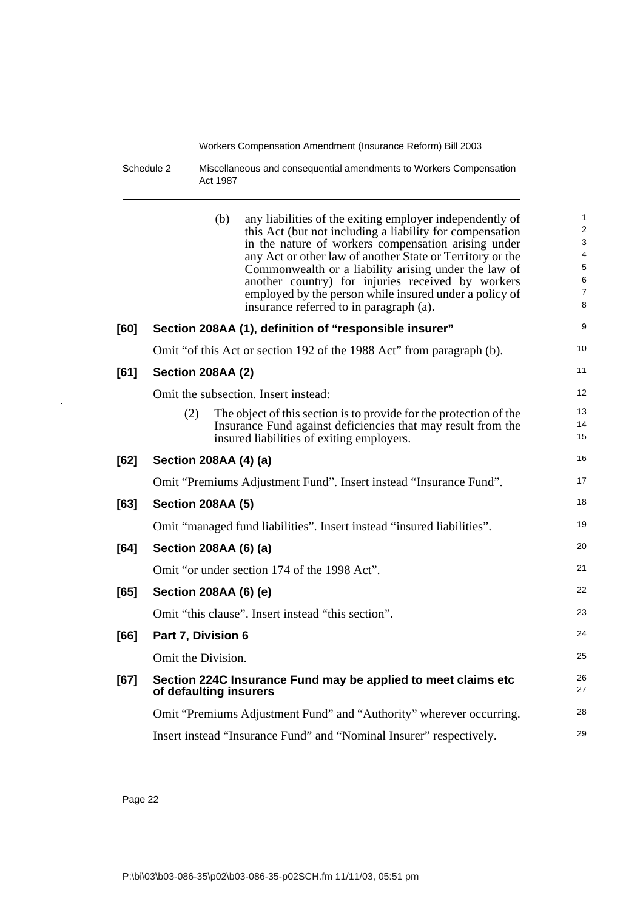(b) any liabilities of the exiting employer independently of this Act (but not including a liability for compensation in the nature of workers compensation arising under any Act or other law of another State or Territory or the Commonwealth or a liability arising under the law of another country) for injuries received by workers employed by the person while insured under a policy of insurance referred to in paragraph (a).

### [60] Section 208AA (1), definition of "responsible insurer"

Omit "of this Act or section 192 of the 1988 Act" from paragraph (b).

### [61] Section 208AA (2)

Omit the subsection. Insert instead:

(2) The object of this section is to provide for the protection of the Insurance Fund against deficiencies that may result from the insured liabilities of exiting employers.

### [62] Section 208AA (4) (a)

Omit "Premiums Adjustment Fund". Insert instead "Insurance Fund".

### [63] Section 208AA (5)

Omit "managed fund liabilities". Insert instead "insured liabilities".

### [64] Section 208AA (6) (a)

Omit "or under section 174 of the 1998 Act".

### [65] Section 208AA (6) (e)

Omit "this clause". Insert instead "this section".

### [66] Part 7, Division 6

Omit the Division.

### [67] Section 224C Insurance Fund may be applied to meet claims etc of defaulting insurers

Omit "Premiums Adjustment Fund" and "Authority" wherever occurring.

Insert instead "Insurance Fund" and "Nominal Insurer" respectively.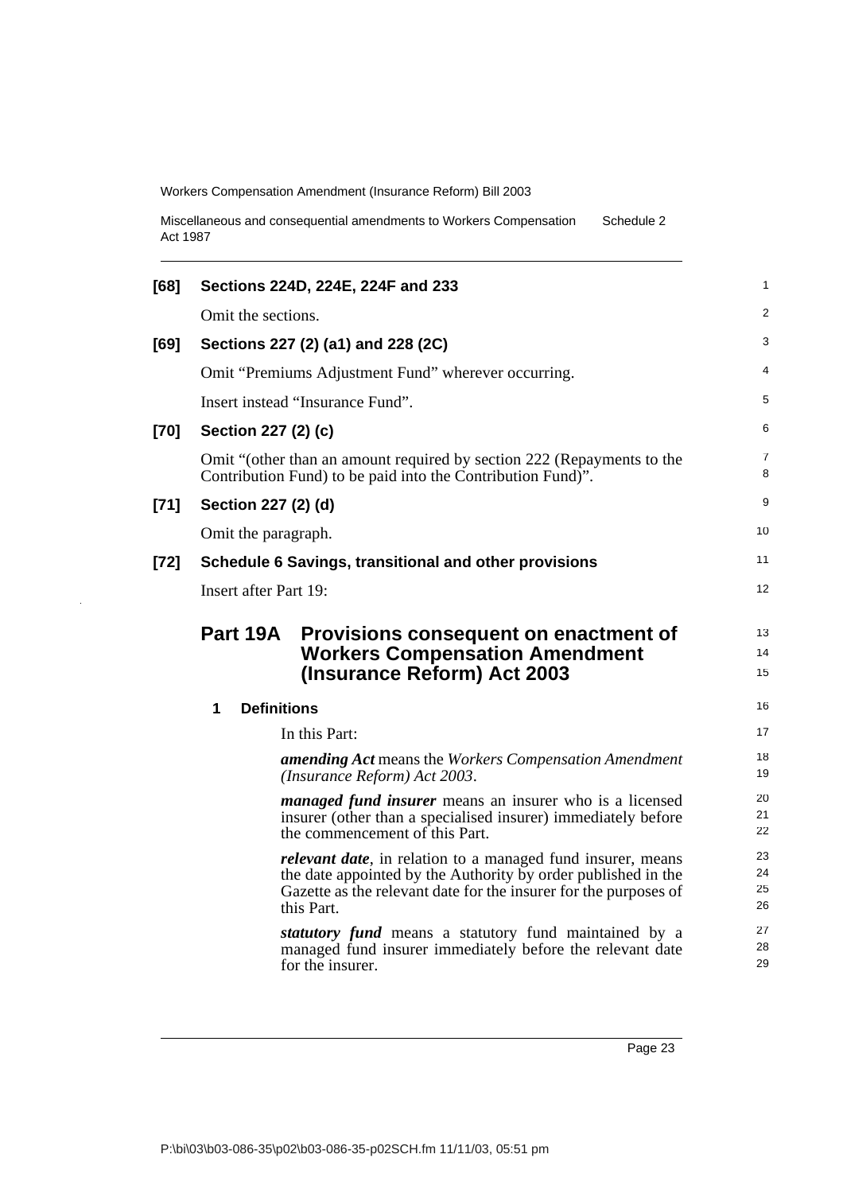**[68] Sections 224D, 224E, 224F and 233**

Omit the sections.

**[69] Sections 227 (2) (a1) and 228 (2C)**

Omit "Premiums Adjustment Fund" wherever occurring.

Insert instead "Insurance Fund".

**[70] Section 227 (2) (c)**

Omit "(other than an amount required by section 222 (Repayments to the Contribution Fund) to be paid into the Contribution Fund)".

**[71] Section 227 (2) (d)**

Omit the paragraph.

**[72] Schedule 6 Savings, transitional and other provisions**

Insert after Part 19:

## Part 19A Provisions consequent on enactment of Workers Compensation Amendment (Insurance Reform) Act 2003

### 1 Definitions

In this Part:

***amending Act*** means the *Workers Compensation Amendment (Insurance Reform) Act 2003*.

***managed fund insurer*** means an insurer who is a licensed insurer (other than a specialised insurer) immediately before the commencement of this Part.

***relevant date***, in relation to a managed fund insurer, means the date appointed by the Authority by order published in the Gazette as the relevant date for the insurer for the purposes of this Part.

***statutory fund*** means a statutory fund maintained by a managed fund insurer immediately before the relevant date for the insurer.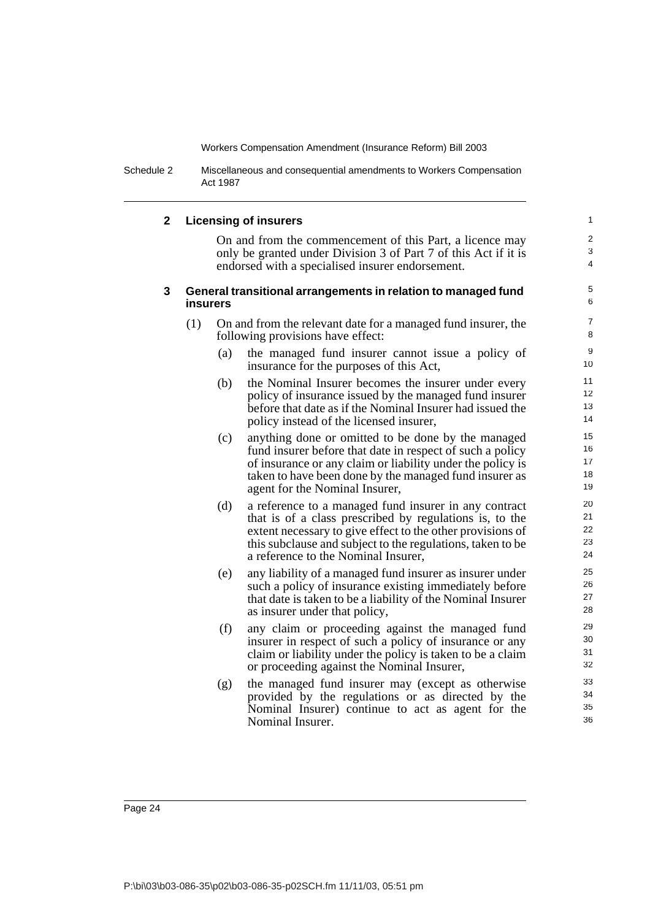## 2 Licensing of insurers

On and from the commencement of this Part, a licence may only be granted under Division 3 of Part 7 of this Act if it is endorsed with a specialised insurer endorsement.

## 3 General transitional arrangements in relation to managed fund insurers

(1) On and from the relevant date for a managed fund insurer, the following provisions have effect:

(a) the managed fund insurer cannot issue a policy of insurance for the purposes of this Act,

(b) the Nominal Insurer becomes the insurer under every policy of insurance issued by the managed fund insurer before that date as if the Nominal Insurer had issued the policy instead of the licensed insurer,

(c) anything done or omitted to be done by the managed fund insurer before that date in respect of such a policy of insurance or any claim or liability under the policy is taken to have been done by the managed fund insurer as agent for the Nominal Insurer,

(d) a reference to a managed fund insurer in any contract that is of a class prescribed by regulations is, to the extent necessary to give effect to the other provisions of this subclause and subject to the regulations, taken to be a reference to the Nominal Insurer,

(e) any liability of a managed fund insurer as insurer under such a policy of insurance existing immediately before that date is taken to be a liability of the Nominal Insurer as insurer under that policy,

(f) any claim or proceeding against the managed fund insurer in respect of such a policy of insurance or any claim or liability under the policy is taken to be a claim or proceeding against the Nominal Insurer,

(g) the managed fund insurer may (except as otherwise provided by the regulations or as directed by the Nominal Insurer) continue to act as agent for the Nominal Insurer.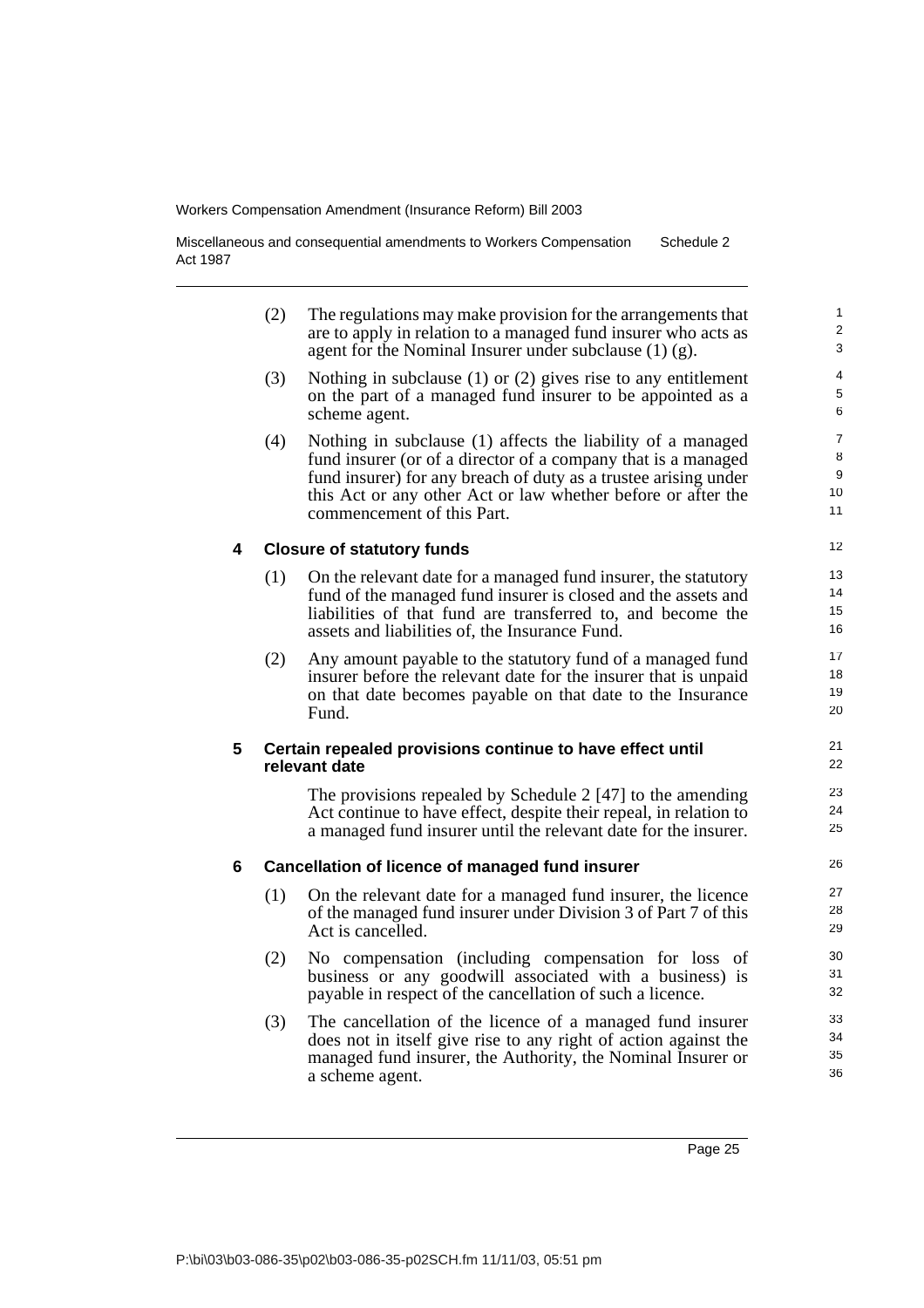(2) The regulations may make provision for the arrangements that are to apply in relation to a managed fund insurer who acts as agent for the Nominal Insurer under subclause (1) (g).

(3) Nothing in subclause (1) or (2) gives rise to any entitlement on the part of a managed fund insurer to be appointed as a scheme agent.

(4) Nothing in subclause (1) affects the liability of a managed fund insurer (or of a director of a company that is a managed fund insurer) for any breach of duty as a trustee arising under this Act or any other Act or law whether before or after the commencement of this Part.

### 4 Closure of statutory funds

(1) On the relevant date for a managed fund insurer, the statutory fund of the managed fund insurer is closed and the assets and liabilities of that fund are transferred to, and become the assets and liabilities of, the Insurance Fund.

(2) Any amount payable to the statutory fund of a managed fund insurer before the relevant date for the insurer that is unpaid on that date becomes payable on that date to the Insurance Fund.

### 5 Certain repealed provisions continue to have effect until relevant date

The provisions repealed by Schedule 2 [47] to the amending Act continue to have effect, despite their repeal, in relation to a managed fund insurer until the relevant date for the insurer.

### 6 Cancellation of licence of managed fund insurer

(1) On the relevant date for a managed fund insurer, the licence of the managed fund insurer under Division 3 of Part 7 of this Act is cancelled.

(2) No compensation (including compensation for loss of business or any goodwill associated with a business) is payable in respect of the cancellation of such a licence.

(3) The cancellation of the licence of a managed fund insurer does not in itself give rise to any right of action against the managed fund insurer, the Authority, the Nominal Insurer or a scheme agent.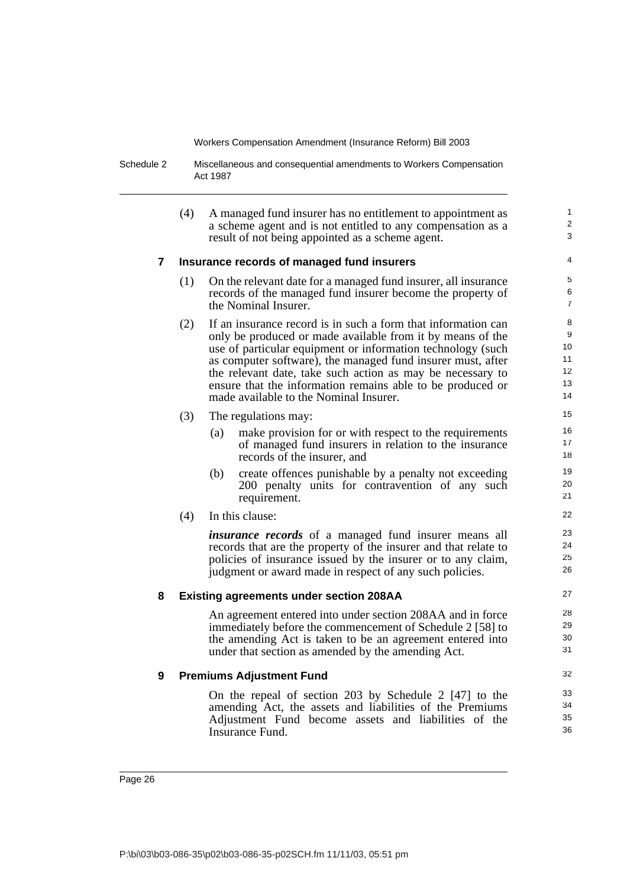(4) A managed fund insurer has no entitlement to appointment as a scheme agent and is not entitled to any compensation as a result of not being appointed as a scheme agent.

### 7 Insurance records of managed fund insurers

(1) On the relevant date for a managed fund insurer, all insurance records of the managed fund insurer become the property of the Nominal Insurer.

(2) If an insurance record is in such a form that information can only be produced or made available from it by means of the use of particular equipment or information technology (such as computer software), the managed fund insurer must, after the relevant date, take such action as may be necessary to ensure that the information remains able to be produced or made available to the Nominal Insurer.

(3) The regulations may:

- (a) make provision for or with respect to the requirements of managed fund insurers in relation to the insurance records of the insurer, and
- (b) create offences punishable by a penalty not exceeding 200 penalty units for contravention of any such requirement.

(4) In this clause:

***insurance records*** of a managed fund insurer means all records that are the property of the insurer and that relate to policies of insurance issued by the insurer or to any claim, judgment or award made in respect of any such policies.

### 8 Existing agreements under section 208AA

An agreement entered into under section 208AA and in force immediately before the commencement of Schedule 2 [58] to the amending Act is taken to be an agreement entered into under that section as amended by the amending Act.

### 9 Premiums Adjustment Fund

On the repeal of section 203 by Schedule 2 [47] to the amending Act, the assets and liabilities of the Premiums Adjustment Fund become assets and liabilities of the Insurance Fund.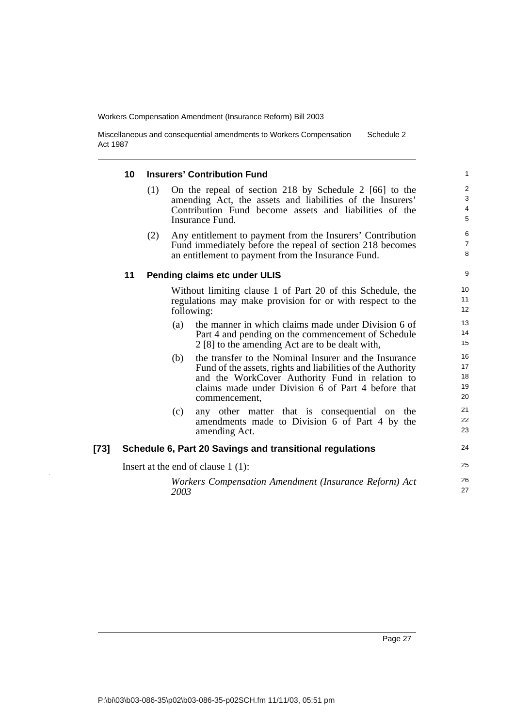#### 10 Insurers' Contribution Fund

(1) On the repeal of section 218 by Schedule 2 [66] to the amending Act, the assets and liabilities of the Insurers' Contribution Fund become assets and liabilities of the Insurance Fund.

(2) Any entitlement to payment from the Insurers' Contribution Fund immediately before the repeal of section 218 becomes an entitlement to payment from the Insurance Fund.

#### 11 Pending claims etc under ULIS

Without limiting clause 1 of Part 20 of this Schedule, the regulations may make provision for or with respect to the following:

(a) the manner in which claims made under Division 6 of Part 4 and pending on the commencement of Schedule 2 [8] to the amending Act are to be dealt with,

(b) the transfer to the Nominal Insurer and the Insurance Fund of the assets, rights and liabilities of the Authority and the WorkCover Authority Fund in relation to claims made under Division 6 of Part 4 before that commencement,

(c) any other matter that is consequential on the amendments made to Division 6 of Part 4 by the amending Act.

### [73] Schedule 6, Part 20 Savings and transitional regulations

Insert at the end of clause 1 (1):

*Workers Compensation Amendment (Insurance Reform) Act 2003*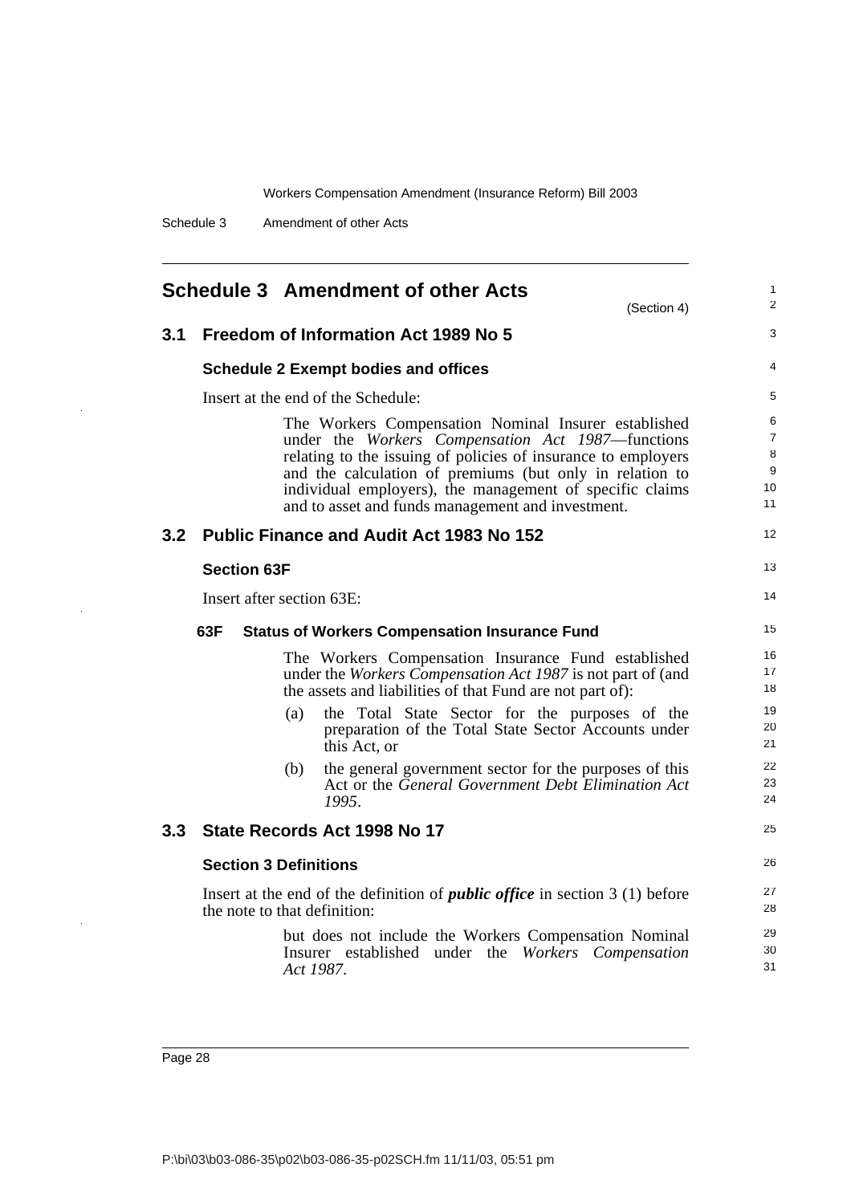# Schedule 3 Amendment of other Acts

(Section 4)

## 3.1 Freedom of Information Act 1989 No 5

### Schedule 2 Exempt bodies and offices

Insert at the end of the Schedule:

> The Workers Compensation Nominal Insurer established under the *Workers Compensation Act 1987*—functions relating to the issuing of policies of insurance to employers and the calculation of premiums (but only in relation to individual employers), the management of specific claims and to asset and funds management and investment.

## 3.2 Public Finance and Audit Act 1983 No 152

### Section 63F

Insert after section 63E:

#### 63F Status of Workers Compensation Insurance Fund

> The Workers Compensation Insurance Fund established under the *Workers Compensation Act 1987* is not part of (and the assets and liabilities of that Fund are not part of):
>
> (a) the Total State Sector for the purposes of the preparation of the Total State Sector Accounts under this Act, or
>
> (b) the general government sector for the purposes of this Act or the *General Government Debt Elimination Act 1995*.

## 3.3 State Records Act 1998 No 17

### Section 3 Definitions

Insert at the end of the definition of ***public office*** in section 3 (1) before the note to that definition:

> but does not include the Workers Compensation Nominal Insurer established under the *Workers Compensation Act 1987*.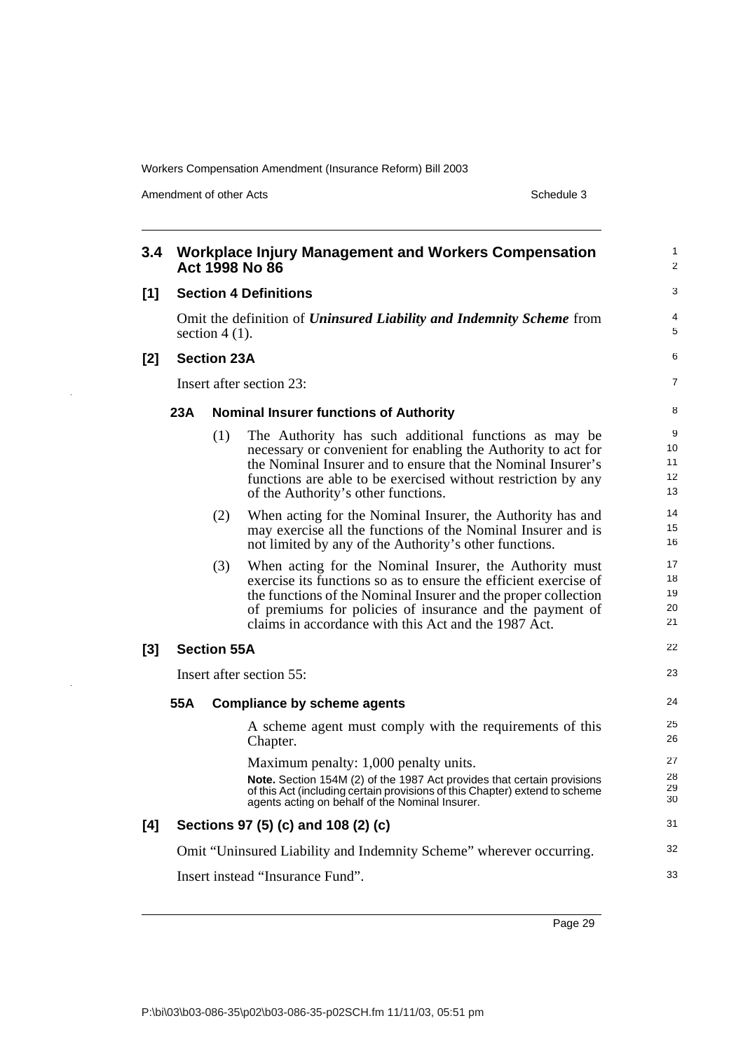## 3.4 Workplace Injury Management and Workers Compensation Act 1998 No 86

### [1] Section 4 Definitions

Omit the definition of ***Uninsured Liability and Indemnity Scheme*** from section 4 (1).

### [2] Section 23A

Insert after section 23:

#### 23A Nominal Insurer functions of Authority

(1) The Authority has such additional functions as may be necessary or convenient for enabling the Authority to act for the Nominal Insurer and to ensure that the Nominal Insurer's functions are able to be exercised without restriction by any of the Authority's other functions.

(2) When acting for the Nominal Insurer, the Authority has and may exercise all the functions of the Nominal Insurer and is not limited by any of the Authority's other functions.

(3) When acting for the Nominal Insurer, the Authority must exercise its functions so as to ensure the efficient exercise of the functions of the Nominal Insurer and the proper collection of premiums for policies of insurance and the payment of claims in accordance with this Act and the 1987 Act.

### [3] Section 55A

Insert after section 55:

#### 55A Compliance by scheme agents

A scheme agent must comply with the requirements of this Chapter.

Maximum penalty: 1,000 penalty units.

**Note.** Section 154M (2) of the 1987 Act provides that certain provisions of this Act (including certain provisions of this Chapter) extend to scheme agents acting on behalf of the Nominal Insurer.

### [4] Sections 97 (5) (c) and 108 (2) (c)

Omit "Uninsured Liability and Indemnity Scheme" wherever occurring.

Insert instead "Insurance Fund".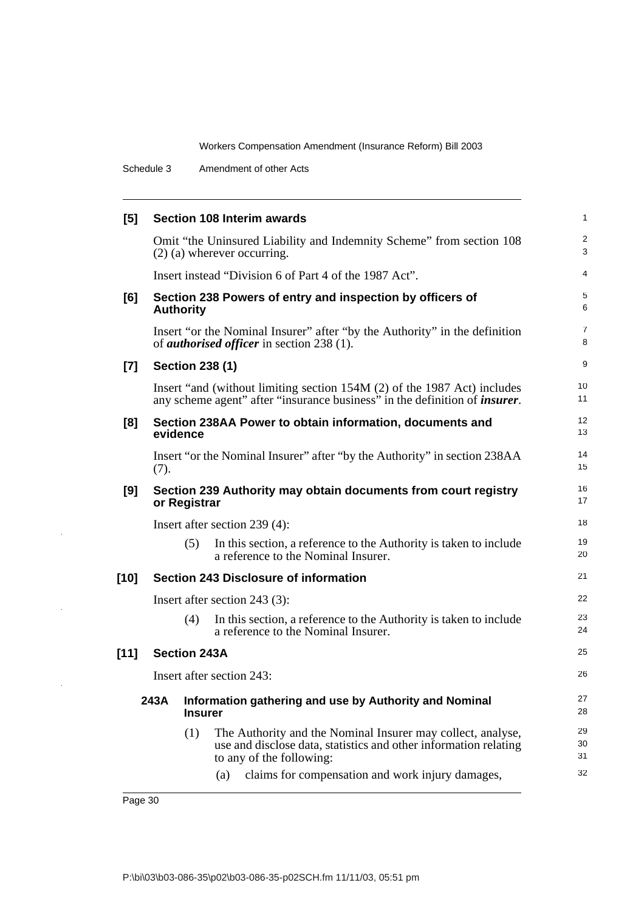**[5] Section 108 Interim awards**

Omit "the Uninsured Liability and Indemnity Scheme" from section 108 (2) (a) wherever occurring.

Insert instead "Division 6 of Part 4 of the 1987 Act".

**[6] Section 238 Powers of entry and inspection by officers of Authority**

Insert "or the Nominal Insurer" after "by the Authority" in the definition of ***authorised officer*** in section 238 (1).

**[7] Section 238 (1)**

Insert "and (without limiting section 154M (2) of the 1987 Act) includes any scheme agent" after "insurance business" in the definition of ***insurer***.

**[8] Section 238AA Power to obtain information, documents and evidence**

Insert "or the Nominal Insurer" after "by the Authority" in section 238AA (7).

**[9] Section 239 Authority may obtain documents from court registry or Registrar**

Insert after section 239 (4):

(5) In this section, a reference to the Authority is taken to include a reference to the Nominal Insurer.

**[10] Section 243 Disclosure of information**

Insert after section 243 (3):

(4) In this section, a reference to the Authority is taken to include a reference to the Nominal Insurer.

**[11] Section 243A**

Insert after section 243:

**243A Information gathering and use by Authority and Nominal Insurer**

(1) The Authority and the Nominal Insurer may collect, analyse, use and disclose data, statistics and other information relating to any of the following:

(a) claims for compensation and work injury damages,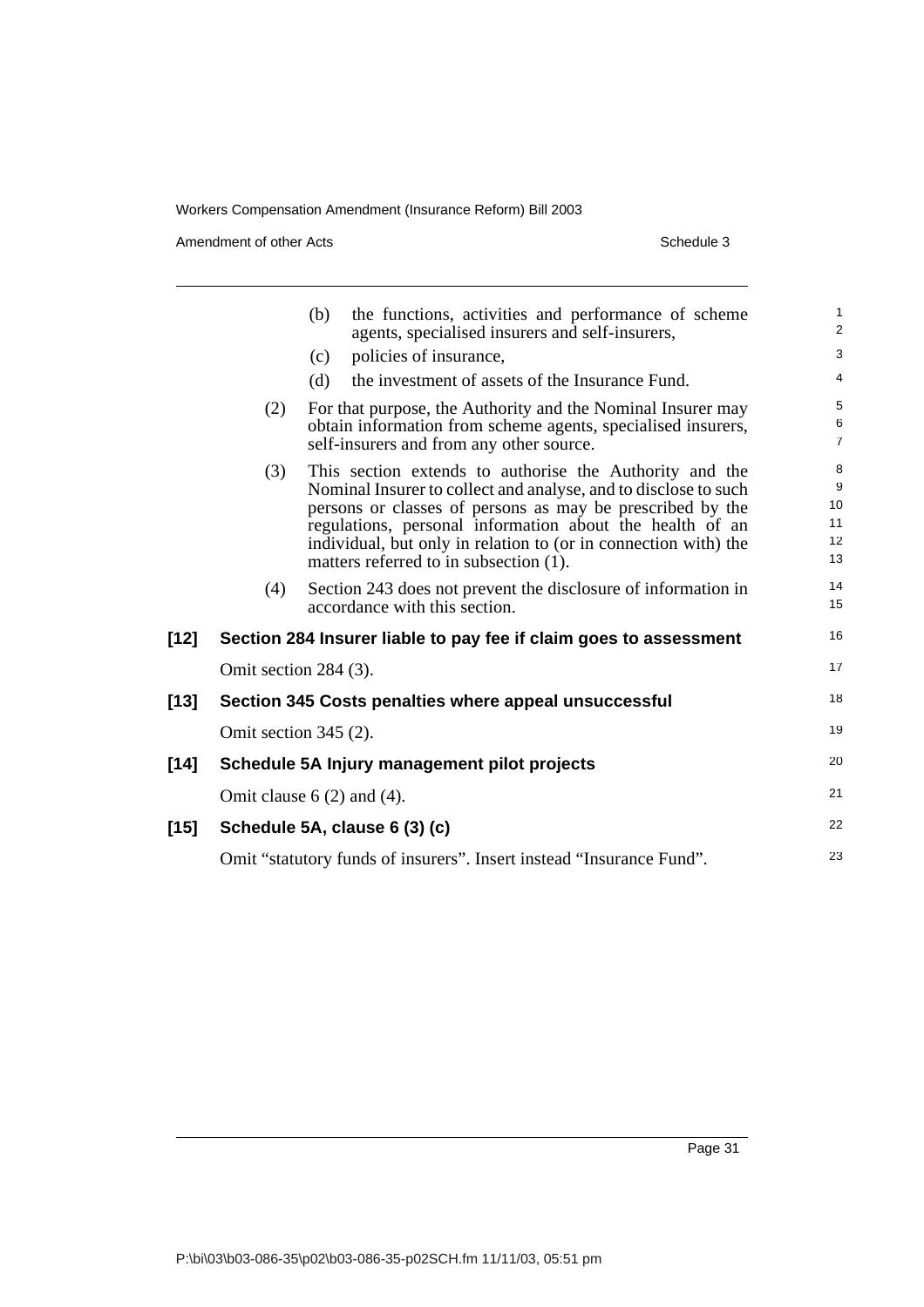(b) the functions, activities and performance of scheme agents, specialised insurers and self-insurers,

(c) policies of insurance,

(d) the investment of assets of the Insurance Fund.

(2) For that purpose, the Authority and the Nominal Insurer may obtain information from scheme agents, specialised insurers, self-insurers and from any other source.

(3) This section extends to authorise the Authority and the Nominal Insurer to collect and analyse, and to disclose to such persons or classes of persons as may be prescribed by the regulations, personal information about the health of an individual, but only in relation to (or in connection with) the matters referred to in subsection (1).

(4) Section 243 does not prevent the disclosure of information in accordance with this section.

**[12] Section 284 Insurer liable to pay fee if claim goes to assessment**

Omit section 284 (3).

**[13] Section 345 Costs penalties where appeal unsuccessful**

Omit section 345 (2).

**[14] Schedule 5A Injury management pilot projects**

Omit clause 6 (2) and (4).

**[15] Schedule 5A, clause 6 (3) (c)**

Omit "statutory funds of insurers". Insert instead "Insurance Fund".